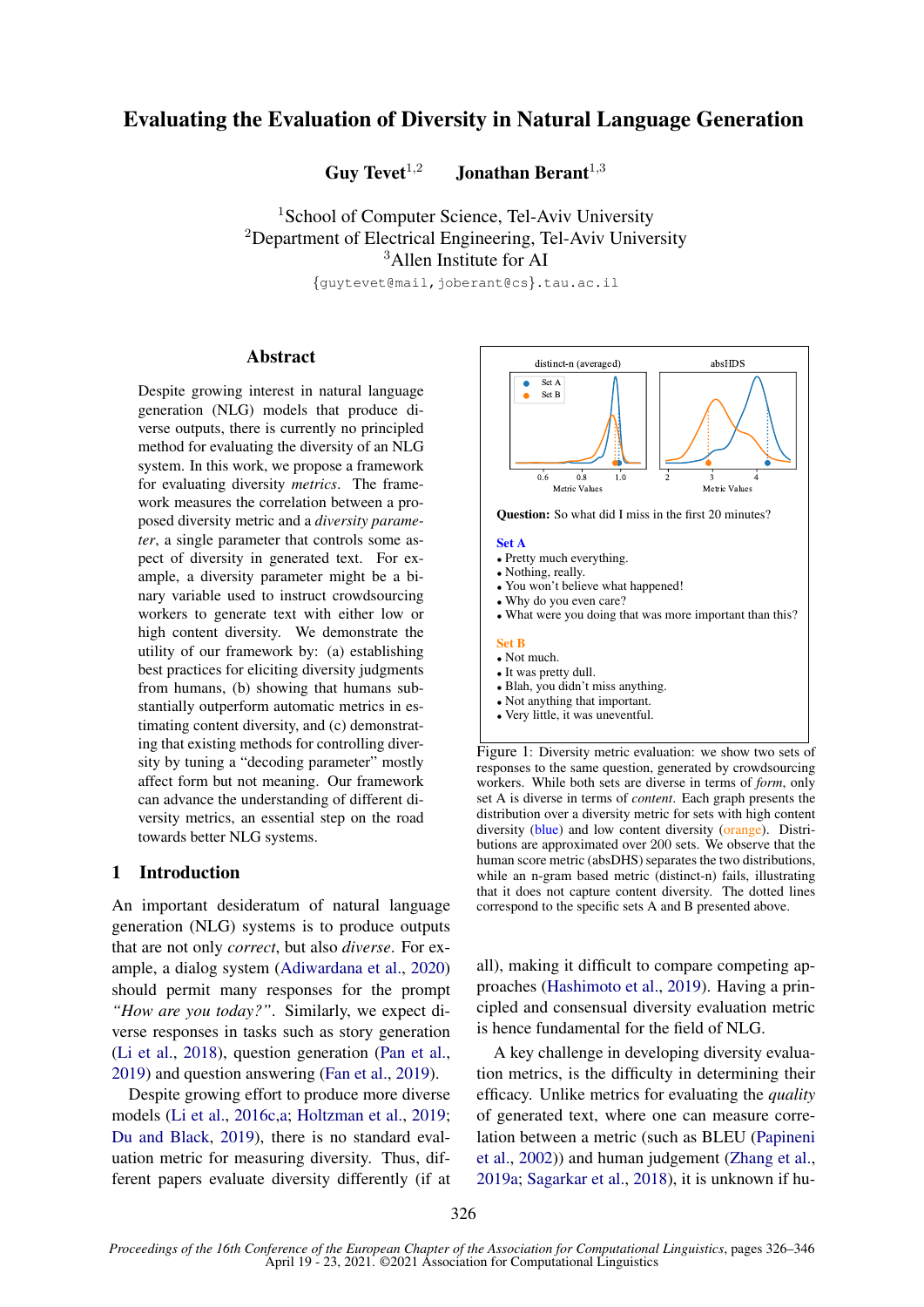# Evaluating the Evaluation of Diversity in Natural Language Generation

**Guy Tevet**[1,2] **Jonathan Berant**[1,3]

[1]School of Computer Science, Tel-Aviv University
[2]Department of Electrical Engineering, Tel-Aviv University
[3]Allen Institute for AI

{guytevet@mail,joberant@cs}.tau.ac.il

## Abstract

Despite growing interest in natural language generation (NLG) models that produce diverse outputs, there is currently no principled method for evaluating the diversity of an NLG system. In this work, we propose a framework for evaluating diversity *metrics*. The framework measures the correlation between a proposed diversity metric and a *diversity parameter*, a single parameter that controls some aspect of diversity in generated text. For example, a diversity parameter might be a binary variable used to instruct crowdsourcing workers to generate text with either low or high content diversity. We demonstrate the utility of our framework by: (a) establishing best practices for eliciting diversity judgments from humans, (b) showing that humans substantially outperform automatic metrics in estimating content diversity, and (c) demonstrating that existing methods for controlling diversity by tuning a "decoding parameter" mostly affect form but not meaning. Our framework can advance the understanding of different diversity metrics, an essential step on the road towards better NLG systems.

**Question:** So what did I miss in the first 20 minutes?

**Set A**
- Pretty much everything.
- Nothing, really.
- You won't believe what happened!
- Why do you even care?
- What were you doing that was more important than this?

**Set B**
- Not much.
- It was pretty dull.
- Blah, you didn't miss anything.
- Not anything that important.
- Very little, it was uneventful.

Figure 1: Diversity metric evaluation: we show two sets of responses to the same question, generated by crowdsourcing workers. While both sets are diverse in terms of *form*, only set A is diverse in terms of *content*. Each graph presents the distribution over a diversity metric for sets with high content diversity (blue) and low content diversity (orange). Distributions are approximated over 200 sets. We observe that the human score metric (absDHS) separates the two distributions, while an n-gram based metric (distinct-n) fails, illustrating that it does not capture content diversity. The dotted lines correspond to the specific sets A and B presented above.

## 1 Introduction

An important desideratum of natural language generation (NLG) systems is to produce outputs that are not only *correct*, but also *diverse*. For example, a dialog system (Adiwardana et al., 2020) should permit many responses for the prompt *"How are you today?"*. Similarly, we expect diverse responses in tasks such as story generation (Li et al., 2018), question generation (Pan et al., 2019) and question answering (Fan et al., 2019).

Despite growing effort to produce more diverse models (Li et al., 2016c,a; Holtzman et al., 2019; Du and Black, 2019), there is no standard evaluation metric for measuring diversity. Thus, different papers evaluate diversity differently (if at all), making it difficult to compare competing approaches (Hashimoto et al., 2019). Having a principled and consensual diversity evaluation metric is hence fundamental for the field of NLG.

A key challenge in developing diversity evaluation metrics, is the difficulty in determining their efficacy. Unlike metrics for evaluating the *quality* of generated text, where one can measure correlation between a metric (such as BLEU (Papineni et al., 2002)) and human judgement (Zhang et al., 2019a; Sagarkar et al., 2018), it is unknown if hu-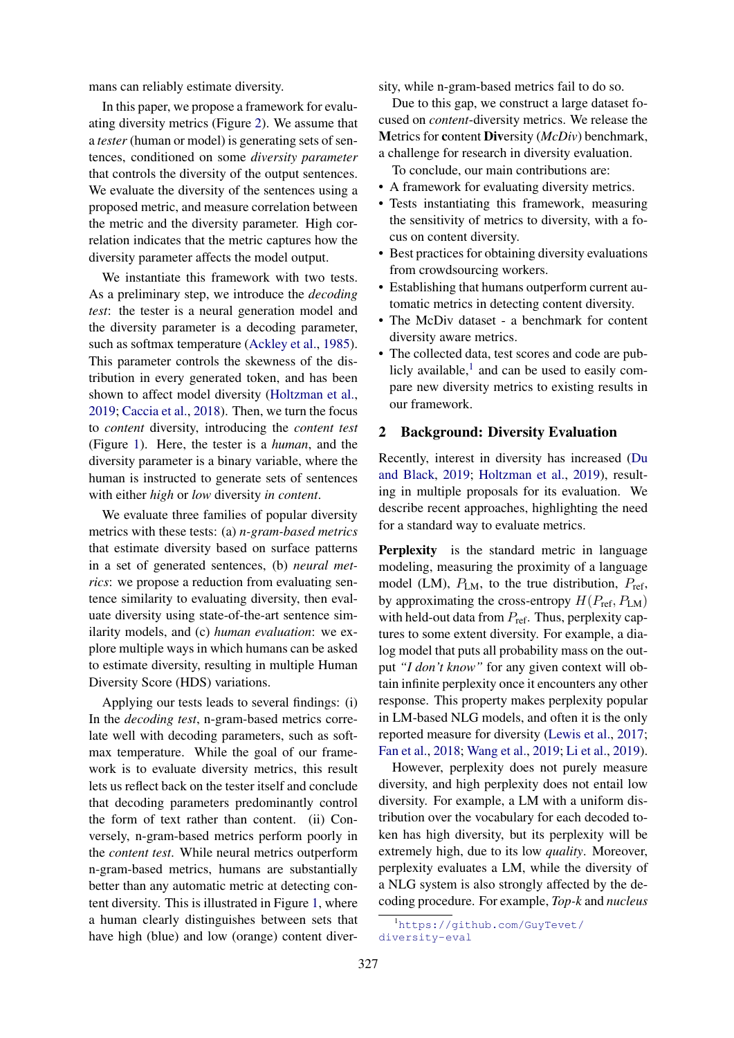mans can reliably estimate diversity.

In this paper, we propose a framework for evaluating diversity metrics (Figure 2). We assume that a *tester* (human or model) is generating sets of sentences, conditioned on some *diversity parameter* that controls the diversity of the output sentences. We evaluate the diversity of the sentences using a proposed metric, and measure correlation between the metric and the diversity parameter. High correlation indicates that the metric captures how the diversity parameter affects the model output.

We instantiate this framework with two tests. As a preliminary step, we introduce the *decoding test*: the tester is a neural generation model and the diversity parameter is a decoding parameter, such as softmax temperature (Ackley et al., 1985). This parameter controls the skewness of the distribution in every generated token, and has been shown to affect model diversity (Holtzman et al., 2019; Caccia et al., 2018). Then, we turn the focus to *content* diversity, introducing the *content test* (Figure 1). Here, the tester is a *human*, and the diversity parameter is a binary variable, where the human is instructed to generate sets of sentences with either *high* or *low* diversity *in content*.

We evaluate three families of popular diversity metrics with these tests: (a) *n-gram-based metrics* that estimate diversity based on surface patterns in a set of generated sentences, (b) *neural metrics*: we propose a reduction from evaluating sentence similarity to evaluating diversity, then evaluate diversity using state-of-the-art sentence similarity models, and (c) *human evaluation*: we explore multiple ways in which humans can be asked to estimate diversity, resulting in multiple Human Diversity Score (HDS) variations.

Applying our tests leads to several findings: (i) In the *decoding test*, n-gram-based metrics correlate well with decoding parameters, such as softmax temperature. While the goal of our framework is to evaluate diversity metrics, this result lets us reflect back on the tester itself and conclude that decoding parameters predominantly control the form of text rather than content. (ii) Conversely, n-gram-based metrics perform poorly in the *content test*. While neural metrics outperform n-gram-based metrics, humans are substantially better than any automatic metric at detecting content diversity. This is illustrated in Figure 1, where a human clearly distinguishes between sets that have high (blue) and low (orange) content diversity, while n-gram-based metrics fail to do so.

Due to this gap, we construct a large dataset focused on *content*-diversity metrics. We release the **M**etrics for **c**ontent **Div**ersity (*McDiv*) benchmark, a challenge for research in diversity evaluation.

To conclude, our main contributions are:

- A framework for evaluating diversity metrics.
- Tests instantiating this framework, measuring the sensitivity of metrics to diversity, with a focus on content diversity.
- Best practices for obtaining diversity evaluations from crowdsourcing workers.
- Establishing that humans outperform current automatic metrics in detecting content diversity.
- The McDiv dataset - a benchmark for content diversity aware metrics.
- The collected data, test scores and code are publicly available,[1] and can be used to easily compare new diversity metrics to existing results in our framework.

## 2 Background: Diversity Evaluation

Recently, interest in diversity has increased (Du and Black, 2019; Holtzman et al., 2019), resulting in multiple proposals for its evaluation. We describe recent approaches, highlighting the need for a standard way to evaluate metrics.

**Perplexity** is the standard metric in language modeling, measuring the proximity of a language model (LM), $P_{\text{LM}}$, to the true distribution, $P_{\text{ref}}$, by approximating the cross-entropy $H(P_{\text{ref}}, P_{\text{LM}})$ with held-out data from $P_{\text{ref}}$. Thus, perplexity captures to some extent diversity. For example, a dialog model that puts all probability mass on the output *"I don't know"* for any given context will obtain infinite perplexity once it encounters any other response. This property makes perplexity popular in LM-based NLG models, and often it is the only reported measure for diversity (Lewis et al., 2017; Fan et al., 2018; Wang et al., 2019; Li et al., 2019).

However, perplexity does not purely measure diversity, and high perplexity does not entail low diversity. For example, a LM with a uniform distribution over the vocabulary for each decoded token has high diversity, but its perplexity will be extremely high, due to its low *quality*. Moreover, perplexity evaluates a LM, while the diversity of a NLG system is also strongly affected by the decoding procedure. For example, *Top-k* and *nucleus*

[1] https://github.com/GuyTevet/diversity-eval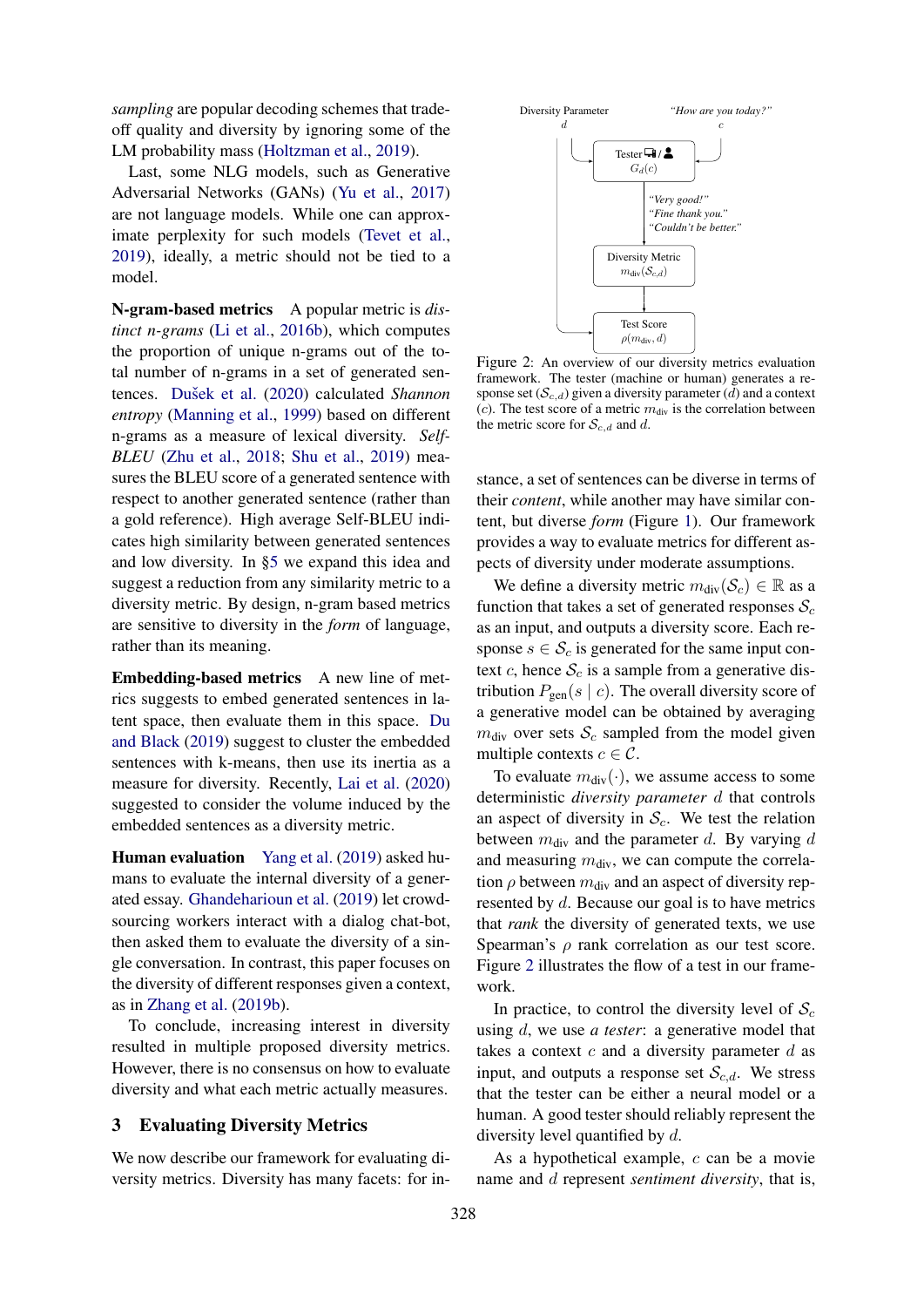*sampling* are popular decoding schemes that trade-off quality and diversity by ignoring some of the LM probability mass (Holtzman et al., 2019).

Last, some NLG models, such as Generative Adversarial Networks (GANs) (Yu et al., 2017) are not language models. While one can approximate perplexity for such models (Tevet et al., 2019), ideally, a metric should not be tied to a model.

**N-gram-based metrics** A popular metric is *distinct n-grams* (Li et al., 2016b), which computes the proportion of unique n-grams out of the total number of n-grams in a set of generated sentences. Dušek et al. (2020) calculated *Shannon entropy* (Manning et al., 1999) based on different n-grams as a measure of lexical diversity. *Self-BLEU* (Zhu et al., 2018; Shu et al., 2019) measures the BLEU score of a generated sentence with respect to another generated sentence (rather than a gold reference). High average Self-BLEU indicates high similarity between generated sentences and low diversity. In §5 we expand this idea and suggest a reduction from any similarity metric to a diversity metric. By design, n-gram based metrics are sensitive to diversity in the *form* of language, rather than its meaning.

**Embedding-based metrics** A new line of metrics suggests to embed generated sentences in latent space, then evaluate them in this space. Du and Black (2019) suggest to cluster the embedded sentences with k-means, then use its inertia as a measure for diversity. Recently, Lai et al. (2020) suggested to consider the volume induced by the embedded sentences as a diversity metric.

**Human evaluation** Yang et al. (2019) asked humans to evaluate the internal diversity of a generated essay. Ghandeharioun et al. (2019) let crowdsourcing workers interact with a dialog chat-bot, then asked them to evaluate the diversity of a single conversation. In contrast, this paper focuses on the diversity of different responses given a context, as in Zhang et al. (2019b).

To conclude, increasing interest in diversity resulted in multiple proposed diversity metrics. However, there is no consensus on how to evaluate diversity and what each metric actually measures.

## 3 Evaluating Diversity Metrics

We now describe our framework for evaluating diversity metrics. Diversity has many facets: for instance, a set of sentences can be diverse in terms of their *content*, while another may have similar content, but diverse *form* (Figure 1). Our framework provides a way to evaluate metrics for different aspects of diversity under moderate assumptions.

Diversity Parameter $d$ — *"How are you today?"* $c$ → Tester / $G_d(c)$ → *"Very good!" "Fine thank you." "Couldn't be better."* → Diversity Metric $m_{\text{div}}(\mathcal{S}_{c,d})$ → Test Score $\rho(m_{\text{div}}, d)$

Figure 2: An overview of our diversity metrics evaluation framework. The tester (machine or human) generates a response set ($\mathcal{S}_{c,d}$) given a diversity parameter ($d$) and a context ($c$). The test score of a metric $m_{\text{div}}$ is the correlation between the metric score for $\mathcal{S}_{c,d}$ and $d$.

We define a diversity metric $m_{\text{div}}(\mathcal{S}_c) \in \mathbb{R}$ as a function that takes a set of generated responses $\mathcal{S}_c$ as an input, and outputs a diversity score. Each response $s \in \mathcal{S}_c$ is generated for the same input context $c$, hence $\mathcal{S}_c$ is a sample from a generative distribution $P_{\text{gen}}(s \mid c)$. The overall diversity score of a generative model can be obtained by averaging $m_{\text{div}}$ over sets $\mathcal{S}_c$ sampled from the model given multiple contexts $c \in \mathcal{C}$.

To evaluate $m_{\text{div}}(\cdot)$, we assume access to some deterministic *diversity parameter* $d$ that controls an aspect of diversity in $\mathcal{S}_c$. We test the relation between $m_{\text{div}}$ and the parameter $d$. By varying $d$ and measuring $m_{\text{div}}$, we can compute the correlation $\rho$ between $m_{\text{div}}$ and an aspect of diversity represented by $d$. Because our goal is to have metrics that *rank* the diversity of generated texts, we use Spearman's $\rho$ rank correlation as our test score. Figure 2 illustrates the flow of a test in our framework.

In practice, to control the diversity level of $\mathcal{S}_c$ using $d$, we use *a tester*: a generative model that takes a context $c$ and a diversity parameter $d$ as input, and outputs a response set $\mathcal{S}_{c,d}$. We stress that the tester can be either a neural model or a human. A good tester should reliably represent the diversity level quantified by $d$.

As a hypothetical example, $c$ can be a movie name and $d$ represent *sentiment diversity*, that is,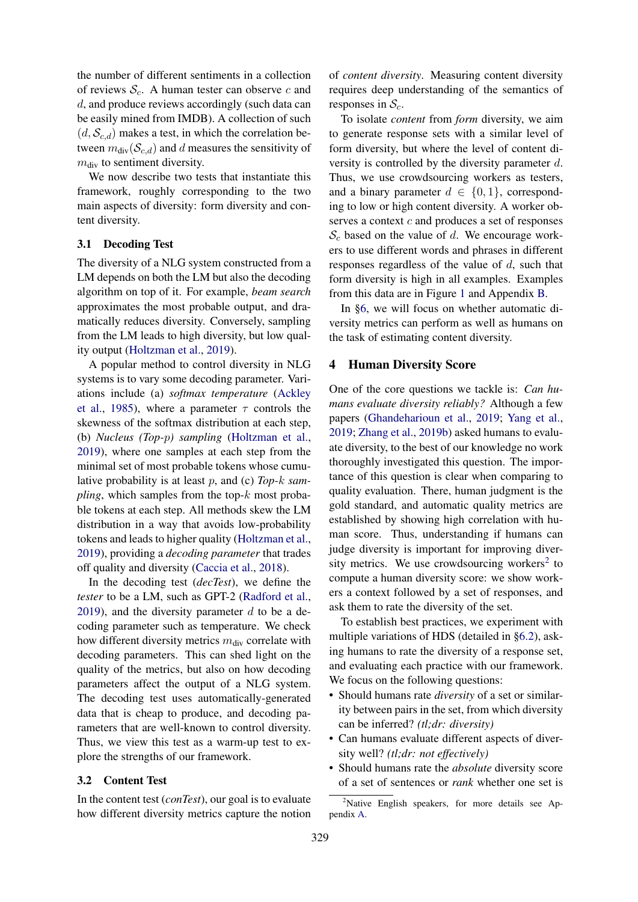the number of different sentiments in a collection of reviews $\mathcal{S}_c$. A human tester can observe $c$ and $d$, and produce reviews accordingly (such data can be easily mined from IMDB). A collection of such $(d, \mathcal{S}_{c,d})$ makes a test, in which the correlation between $m_{\text{div}}(\mathcal{S}_{c,d})$ and $d$ measures the sensitivity of $m_{\text{div}}$ to sentiment diversity.

We now describe two tests that instantiate this framework, roughly corresponding to the two main aspects of diversity: form diversity and content diversity.

### 3.1 Decoding Test

The diversity of a NLG system constructed from a LM depends on both the LM but also the decoding algorithm on top of it. For example, *beam search* approximates the most probable output, and dramatically reduces diversity. Conversely, sampling from the LM leads to high diversity, but low quality output (Holtzman et al., 2019).

A popular method to control diversity in NLG systems is to vary some decoding parameter. Variations include (a) *softmax temperature* (Ackley et al., 1985), where a parameter $\tau$ controls the skewness of the softmax distribution at each step, (b) *Nucleus (Top-p) sampling* (Holtzman et al., 2019), where one samples at each step from the minimal set of most probable tokens whose cumulative probability is at least $p$, and (c) *Top-k sampling*, which samples from the top-$k$ most probable tokens at each step. All methods skew the LM distribution in a way that avoids low-probability tokens and leads to higher quality (Holtzman et al., 2019), providing a *decoding parameter* that trades off quality and diversity (Caccia et al., 2018).

In the decoding test (*decTest*), we define the *tester* to be a LM, such as GPT-2 (Radford et al., 2019), and the diversity parameter $d$ to be a decoding parameter such as temperature. We check how different diversity metrics $m_{\text{div}}$ correlate with decoding parameters. This can shed light on the quality of the metrics, but also on how decoding parameters affect the output of a NLG system. The decoding test uses automatically-generated data that is cheap to produce, and decoding parameters that are well-known to control diversity. Thus, we view this test as a warm-up test to explore the strengths of our framework.

### 3.2 Content Test

In the content test (*conTest*), our goal is to evaluate how different diversity metrics capture the notion of *content diversity*. Measuring content diversity requires deep understanding of the semantics of responses in $\mathcal{S}_c$.

To isolate *content* from *form* diversity, we aim to generate response sets with a similar level of form diversity, but where the level of content diversity is controlled by the diversity parameter $d$. Thus, we use crowdsourcing workers as testers, and a binary parameter $d \in \{0, 1\}$, corresponding to low or high content diversity. A worker observes a context $c$ and produces a set of responses $\mathcal{S}_c$ based on the value of $d$. We encourage workers to use different words and phrases in different responses regardless of the value of $d$, such that form diversity is high in all examples. Examples from this data are in Figure 1 and Appendix B.

In §6, we will focus on whether automatic diversity metrics can perform as well as humans on the task of estimating content diversity.

## 4 Human Diversity Score

One of the core questions we tackle is: *Can humans evaluate diversity reliably?* Although a few papers (Ghandeharioun et al., 2019; Yang et al., 2019; Zhang et al., 2019b) asked humans to evaluate diversity, to the best of our knowledge no work thoroughly investigated this question. The importance of this question is clear when comparing to quality evaluation. There, human judgment is the gold standard, and automatic quality metrics are established by showing high correlation with human score. Thus, understanding if humans can judge diversity is important for improving diversity metrics. We use crowdsourcing workers[2] to compute a human diversity score: we show workers a context followed by a set of responses, and ask them to rate the diversity of the set.

To establish best practices, we experiment with multiple variations of HDS (detailed in §6.2), asking humans to rate the diversity of a response set, and evaluating each practice with our framework. We focus on the following questions:

- Should humans rate *diversity* of a set or similarity between pairs in the set, from which diversity can be inferred? *(tl;dr: diversity)*
- Can humans evaluate different aspects of diversity well? *(tl;dr: not effectively)*
- Should humans rate the *absolute* diversity score of a set of sentences or *rank* whether one set is

[2]Native English speakers, for more details see Appendix A.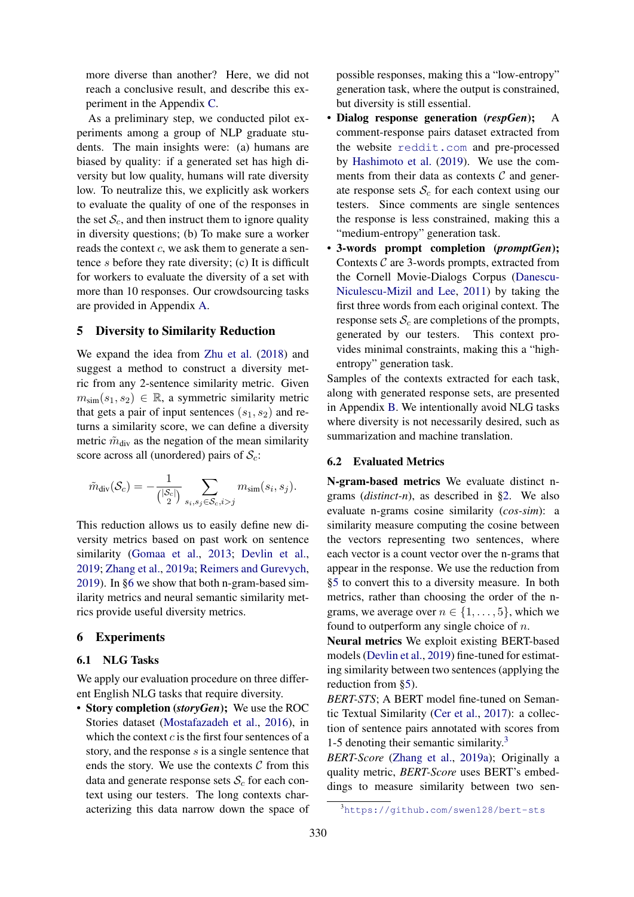more diverse than another? Here, we did not reach a conclusive result, and describe this experiment in the Appendix C.

As a preliminary step, we conducted pilot experiments among a group of NLP graduate students. The main insights were: (a) humans are biased by quality: if a generated set has high diversity but low quality, humans will rate diversity low. To neutralize this, we explicitly ask workers to evaluate the quality of one of the responses in the set $\mathcal{S}_c$, and then instruct them to ignore quality in diversity questions; (b) To make sure a worker reads the context $c$, we ask them to generate a sentence $s$ before they rate diversity; (c) It is difficult for workers to evaluate the diversity of a set with more than 10 responses. Our crowdsourcing tasks are provided in Appendix A.

## 5 Diversity to Similarity Reduction

We expand the idea from Zhu et al. (2018) and suggest a method to construct a diversity metric from any 2-sentence similarity metric. Given $m_{\text{sim}}(s_1, s_2) \in \mathbb{R}$, a symmetric similarity metric that gets a pair of input sentences $(s_1, s_2)$ and returns a similarity score, we can define a diversity metric $\tilde{m}_{\text{div}}$ as the negation of the mean similarity score across all (unordered) pairs of $\mathcal{S}_c$:

$$\tilde{m}_{\text{div}}(\mathcal{S}_c) = -\frac{1}{\binom{|\mathcal{S}_c|}{2}} \sum_{s_i, s_j \in \mathcal{S}_c, i>j} m_{\text{sim}}(s_i, s_j).$$

This reduction allows us to easily define new diversity metrics based on past work on sentence similarity (Gomaa et al., 2013; Devlin et al., 2019; Zhang et al., 2019a; Reimers and Gurevych, 2019). In §6 we show that both n-gram-based similarity metrics and neural semantic similarity metrics provide useful diversity metrics.

## 6 Experiments

### 6.1 NLG Tasks

We apply our evaluation procedure on three different English NLG tasks that require diversity.

- **Story completion (*storyGen*);** We use the ROC Stories dataset (Mostafazadeh et al., 2016), in which the context $c$ is the first four sentences of a story, and the response $s$ is a single sentence that ends the story. We use the contexts $\mathcal{C}$ from this data and generate response sets $\mathcal{S}_c$ for each context using our testers. The long contexts characterizing this data narrow down the space of possible responses, making this a "low-entropy" generation task, where the output is constrained, but diversity is still essential.
- **Dialog response generation (*respGen*);** A comment-response pairs dataset extracted from the website reddit.com and pre-processed by Hashimoto et al. (2019). We use the comments from their data as contexts $\mathcal{C}$ and generate response sets $\mathcal{S}_c$ for each context using our testers. Since comments are single sentences the response is less constrained, making this a "medium-entropy" generation task.
- **3-words prompt completion (*promptGen*);** Contexts $\mathcal{C}$ are 3-words prompts, extracted from the Cornell Movie-Dialogs Corpus (Danescu-Niculescu-Mizil and Lee, 2011) by taking the first three words from each original context. The response sets $\mathcal{S}_c$ are completions of the prompts, generated by our testers. This context provides minimal constraints, making this a "high-entropy" generation task.

Samples of the contexts extracted for each task, along with generated response sets, are presented in Appendix B. We intentionally avoid NLG tasks where diversity is not necessarily desired, such as summarization and machine translation.

### 6.2 Evaluated Metrics

**N-gram-based metrics** We evaluate distinct n-grams (*distinct-n*), as described in §2. We also evaluate n-grams cosine similarity (*cos-sim*): a similarity measure computing the cosine between the vectors representing two sentences, where each vector is a count vector over the n-grams that appear in the response. We use the reduction from §5 to convert this to a diversity measure. In both metrics, rather than choosing the order of the n-grams, we average over $n \in \{1, \ldots, 5\}$, which we found to outperform any single choice of $n$.

**Neural metrics** We exploit existing BERT-based models (Devlin et al., 2019) fine-tuned for estimating similarity between two sentences (applying the reduction from §5).

*BERT-STS*; A BERT model fine-tuned on Semantic Textual Similarity (Cer et al., 2017): a collection of sentence pairs annotated with scores from 1-5 denoting their semantic similarity.[3]

*BERT-Score* (Zhang et al., 2019a); Originally a quality metric, *BERT-Score* uses BERT's embeddings to measure similarity between two sen-

[3] https://github.com/swen128/bert-sts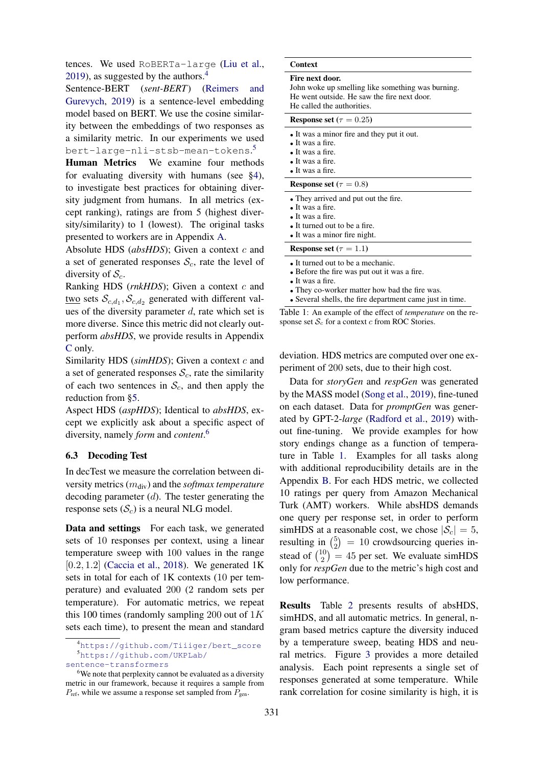tences. We used `RoBERTa-large` (Liu et al., 2019), as suggested by the authors.[4]

**Sentence-BERT** (*sent-BERT*) (Reimers and Gurevych, 2019) is a sentence-level embedding model based on BERT. We use the cosine similarity between the embeddings of two responses as a similarity metric. In our experiments we used `bert-large-nli-stsb-mean-tokens`.[5]

**Human Metrics** We examine four methods for evaluating diversity with humans (see §4), to investigate best practices for obtaining diversity judgment from humans. In all metrics (except ranking), ratings are from 5 (highest diversity/similarity) to 1 (lowest). The original tasks presented to workers are in Appendix A.

Absolute HDS (*absHDS*); Given a context $c$ and a set of generated responses $\mathcal{S}_c$, rate the level of diversity of $\mathcal{S}_c$.

Ranking HDS (*rnkHDS*); Given a context $c$ and two sets $\mathcal{S}_{c,d_1}, \mathcal{S}_{c,d_2}$ generated with different values of the diversity parameter $d$, rate which set is more diverse. Since this metric did not clearly outperform *absHDS*, we provide results in Appendix C only.

Similarity HDS (*simHDS*); Given a context $c$ and a set of generated responses $\mathcal{S}_c$, rate the similarity of each two sentences in $\mathcal{S}_c$, and then apply the reduction from §5.

Aspect HDS (*aspHDS*); Identical to *absHDS*, except we explicitly ask about a specific aspect of diversity, namely *form* and *content*.[6]

### 6.3 Decoding Test

In decTest we measure the correlation between diversity metrics ($m_{\text{div}}$) and the *softmax temperature* decoding parameter ($d$). The tester generating the response sets ($\mathcal{S}_c$) is a neural NLG model.

**Data and settings** For each task, we generated sets of 10 responses per context, using a linear temperature sweep with 100 values in the range $[0.2, 1.2]$ (Caccia et al., 2018). We generated 1K sets in total for each of 1K contexts (10 per temperature) and evaluated 200 (2 random sets per temperature). For automatic metrics, we repeat this 100 times (randomly sampling 200 out of $1K$ sets each time), to present the mean and standard deviation. HDS metrics are computed over one experiment of 200 sets, due to their high cost.

| Context |
|---|
| **Fire next door.** John woke up smelling like something was burning. He went outside. He saw the fire next door. He called the authorities. |
| **Response set** ($\tau = 0.25$) |
| • It was a minor fire and they put it out. • It was a fire. • It was a fire. • It was a fire. • It was a fire. |
| **Response set** ($\tau = 0.8$) |
| • They arrived and put out the fire. • It was a fire. • It was a fire. • It turned out to be a fire. • It was a minor fire night. |
| **Response set** ($\tau = 1.1$) |
| • It turned out to be a mechanic. • Before the fire was put out it was a fire. • It was a fire. • They co-worker matter how bad the fire was. • Several shells, the fire department came just in time. |

Table 1: An example of the effect of *temperature* on the response set $\mathcal{S}_c$ for a context $c$ from ROC Stories.

Data for *storyGen* and *respGen* was generated by the MASS model (Song et al., 2019), fine-tuned on each dataset. Data for *promptGen* was generated by GPT-2-*large* (Radford et al., 2019) without fine-tuning. We provide examples for how story endings change as a function of temperature in Table 1. Examples for all tasks along with additional reproducibility details are in the Appendix B. For each HDS metric, we collected 10 ratings per query from Amazon Mechanical Turk (AMT) workers. While absHDS demands one query per response set, in order to perform simHDS at a reasonable cost, we chose $|\mathcal{S}_c| = 5$, resulting in $\binom{5}{2} = 10$ crowdsourcing queries instead of $\binom{10}{2} = 45$ per set. We evaluate simHDS only for *respGen* due to the metric's high cost and low performance.

**Results** Table 2 presents results of absHDS, simHDS, and all automatic metrics. In general, n-gram based metrics capture the diversity induced by a temperature sweep, beating HDS and neural metrics. Figure 3 provides a more detailed analysis. Each point represents a single set of responses generated at some temperature. While rank correlation for cosine similarity is high, it is

[4] https://github.com/Tiiiger/bert_score

[5] https://github.com/UKPLab/sentence-transformers

[6] We note that perplexity cannot be evaluated as a diversity metric in our framework, because it requires a sample from $P_{\text{ref}}$, while we assume a response set sampled from $P_{\text{gen}}$.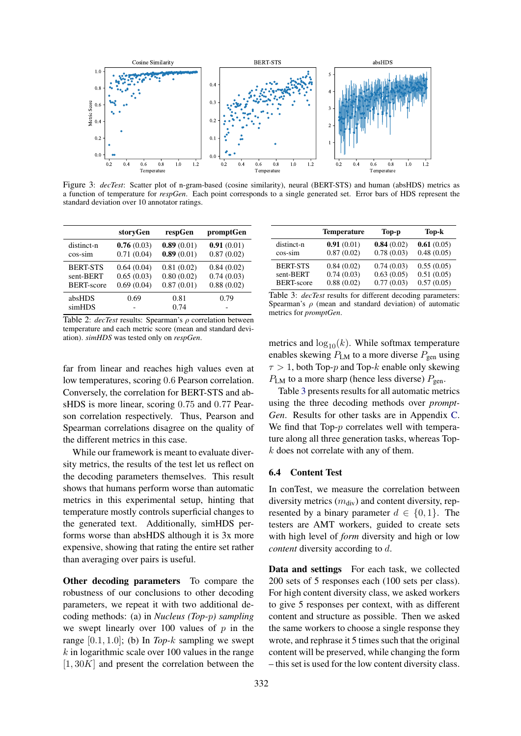Figure 3: *decTest*: Scatter plot of n-gram-based (cosine similarity), neural (BERT-STS) and human (absHDS) metrics as a function of temperature for *respGen*. Each point corresponds to a single generated set. Error bars of HDS represent the standard deviation over 10 annotator ratings.

| | storyGen | respGen | promptGen |
|---|---|---|---|
| distinct-n | **0.76** (0.03) | **0.89** (0.01) | **0.91** (0.01) |
| cos-sim | 0.71 (0.04) | **0.89** (0.01) | 0.87 (0.02) |
| BERT-STS | 0.64 (0.04) | 0.81 (0.02) | 0.84 (0.02) |
| sent-BERT | 0.65 (0.03) | 0.80 (0.02) | 0.74 (0.03) |
| BERT-score | 0.69 (0.04) | 0.87 (0.01) | 0.88 (0.02) |
| absHDS | 0.69 | 0.81 | 0.79 |
| simHDS | - | 0.74 | - |

Table 2: *decTest* results: Spearman's $\rho$ correlation between temperature and each metric score (mean and standard deviation). *simHDS* was tested only on *respGen*.

| | Temperature | Top-p | Top-k |
|---|---|---|---|
| distinct-n | **0.91** (0.01) | **0.84** (0.02) | **0.61** (0.05) |
| cos-sim | 0.87 (0.02) | 0.78 (0.03) | 0.48 (0.05) |
| BERT-STS | 0.84 (0.02) | 0.74 (0.03) | 0.55 (0.05) |
| sent-BERT | 0.74 (0.03) | 0.63 (0.05) | 0.51 (0.05) |
| BERT-score | 0.88 (0.02) | 0.77 (0.03) | 0.57 (0.05) |

Table 3: *decTest* results for different decoding parameters: Spearman's $\rho$ (mean and standard deviation) of automatic metrics for *promptGen*.

far from linear and reaches high values even at low temperatures, scoring 0.6 Pearson correlation. Conversely, the correlation for BERT-STS and absHDS is more linear, scoring 0.75 and 0.77 Pearson correlation respectively. Thus, Pearson and Spearman correlations disagree on the quality of the different metrics in this case.

While our framework is meant to evaluate diversity metrics, the results of the test let us reflect on the decoding parameters themselves. This result shows that humans perform worse than automatic metrics in this experimental setup, hinting that temperature mostly controls superficial changes to the generated text. Additionally, simHDS performs worse than absHDS although it is 3x more expensive, showing that rating the entire set rather than averaging over pairs is useful.

**Other decoding parameters** To compare the robustness of our conclusions to other decoding parameters, we repeat it with two additional decoding methods: (a) in *Nucleus (Top-p) sampling* we swept linearly over 100 values of $p$ in the range $[0.1, 1.0]$; (b) In *Top-$k$* sampling we swept $k$ in logarithmic scale over 100 values in the range $[1, 30K]$ and present the correlation between the metrics and $\log_{10}(k)$. While softmax temperature enables skewing $P_{\text{LM}}$ to a more diverse $P_{\text{gen}}$ using $\tau > 1$, both Top-$p$ and Top-$k$ enable only skewing $P_{\text{LM}}$ to a more sharp (hence less diverse) $P_{\text{gen}}$.

Table 3 presents results for all automatic metrics using the three decoding methods over *promptGen*. Results for other tasks are in Appendix C. We find that Top-$p$ correlates well with temperature along all three generation tasks, whereas Top-$k$ does not correlate with any of them.

### 6.4 Content Test

In conTest, we measure the correlation between diversity metrics ($m_{\text{div}}$) and content diversity, represented by a binary parameter $d \in \{0, 1\}$. The testers are AMT workers, guided to create sets with high level of *form* diversity and high or low *content* diversity according to $d$.

**Data and settings** For each task, we collected 200 sets of 5 responses each (100 sets per class). For high content diversity class, we asked workers to give 5 responses per context, with as different content and structure as possible. Then we asked the same workers to choose a single response they wrote, and rephrase it 5 times such that the original content will be preserved, while changing the form – this set is used for the low content diversity class.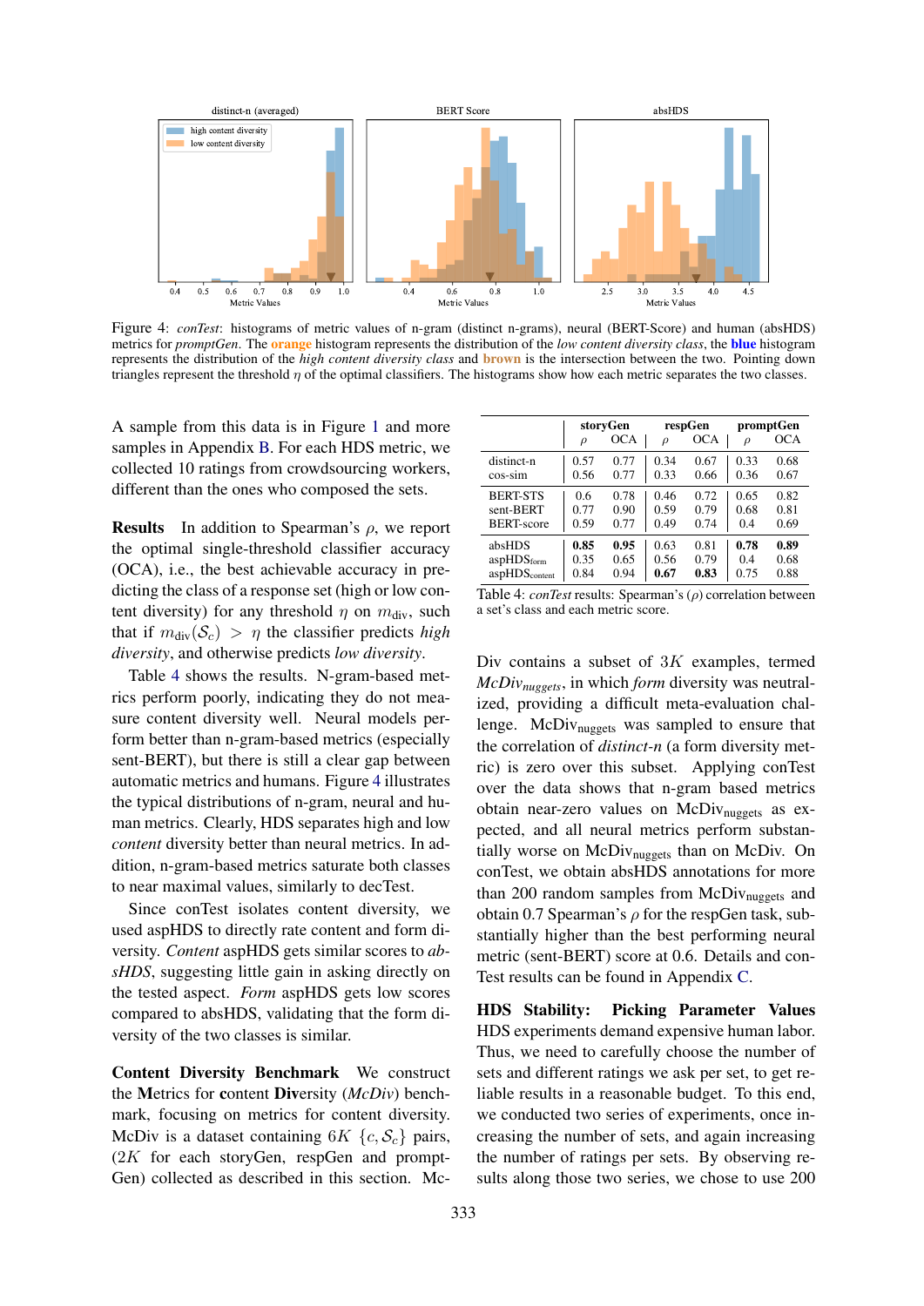Figure 4: *conTest*: histograms of metric values of n-gram (distinct n-grams), neural (BERT-Score) and human (absHDS) metrics for *promptGen*. The **orange** histogram represents the distribution of the *low content diversity class*, the **blue** histogram represents the distribution of the *high content diversity class* and **brown** is the intersection between the two. Pointing down triangles represent the threshold $\eta$ of the optimal classifiers. The histograms show how each metric separates the two classes.

A sample from this data is in Figure 1 and more samples in Appendix B. For each HDS metric, we collected 10 ratings from crowdsourcing workers, different than the ones who composed the sets.

**Results** In addition to Spearman's $\rho$, we report the optimal single-threshold classifier accuracy (OCA), i.e., the best achievable accuracy in predicting the class of a response set (high or low content diversity) for any threshold $\eta$ on $m_{\text{div}}$, such that if $m_{\text{div}}(\mathcal{S}_c) > \eta$ the classifier predicts *high diversity*, and otherwise predicts *low diversity*.

Table 4 shows the results. N-gram-based metrics perform poorly, indicating they do not measure content diversity well. Neural models perform better than n-gram-based metrics (especially sent-BERT), but there is still a clear gap between automatic metrics and humans. Figure 4 illustrates the typical distributions of n-gram, neural and human metrics. Clearly, HDS separates high and low *content* diversity better than neural metrics. In addition, n-gram-based metrics saturate both classes to near maximal values, similarly to decTest.

Since conTest isolates content diversity, we used aspHDS to directly rate content and form diversity. *Content* aspHDS gets similar scores to *absHDS*, suggesting little gain in asking directly on the tested aspect. *Form* aspHDS gets low scores compared to absHDS, validating that the form diversity of the two classes is similar.

**Content Diversity Benchmark** We construct the **M**etrics for **c**ontent **Div**ersity (*McDiv*) benchmark, focusing on metrics for content diversity. McDiv is a dataset containing $6K$ $\{c, \mathcal{S}_c\}$ pairs, ($2K$ for each storyGen, respGen and promptGen) collected as described in this section. McDiv contains a subset of $3K$ examples, termed *McDiv*$_{nuggets}$, in which *form* diversity was neutralized, providing a difficult meta-evaluation challenge. McDiv$_{\text{nuggets}}$ was sampled to ensure that the correlation of *distinct-n* (a form diversity metric) is zero over this subset. Applying conTest over the data shows that n-gram based metrics obtain near-zero values on McDiv$_{\text{nuggets}}$ as expected, and all neural metrics perform substantially worse on McDiv$_{\text{nuggets}}$ than on McDiv. On conTest, we obtain absHDS annotations for more than 200 random samples from McDiv$_{\text{nuggets}}$ and obtain 0.7 Spearman's $\rho$ for the respGen task, substantially higher than the best performing neural metric (sent-BERT) score at 0.6. Details and conTest results can be found in Appendix C.

| | storyGen $\rho$ | storyGen OCA | respGen $\rho$ | respGen OCA | promptGen $\rho$ | promptGen OCA |
|---|---|---|---|---|---|---|
| distinct-n | 0.57 | 0.77 | 0.34 | 0.67 | 0.33 | 0.68 |
| cos-sim | 0.56 | 0.77 | 0.33 | 0.66 | 0.36 | 0.67 |
| BERT-STS | 0.6 | 0.78 | 0.46 | 0.72 | 0.65 | 0.82 |
| sent-BERT | 0.77 | 0.90 | 0.59 | 0.79 | 0.68 | 0.81 |
| BERT-score | 0.59 | 0.77 | 0.49 | 0.74 | 0.4 | 0.69 |
| absHDS | **0.85** | **0.95** | 0.63 | 0.81 | **0.78** | **0.89** |
| aspHDS$_{\text{form}}$ | 0.35 | 0.65 | 0.56 | 0.79 | 0.4 | 0.68 |
| aspHDS$_{\text{content}}$ | 0.84 | 0.94 | **0.67** | **0.83** | 0.75 | 0.88 |

Table 4: *conTest* results: Spearman's ($\rho$) correlation between a set's class and each metric score.

**HDS Stability: Picking Parameter Values** HDS experiments demand expensive human labor. Thus, we need to carefully choose the number of sets and different ratings we ask per set, to get reliable results in a reasonable budget. To this end, we conducted two series of experiments, once increasing the number of sets, and again increasing the number of ratings per sets. By observing results along those two series, we chose to use 200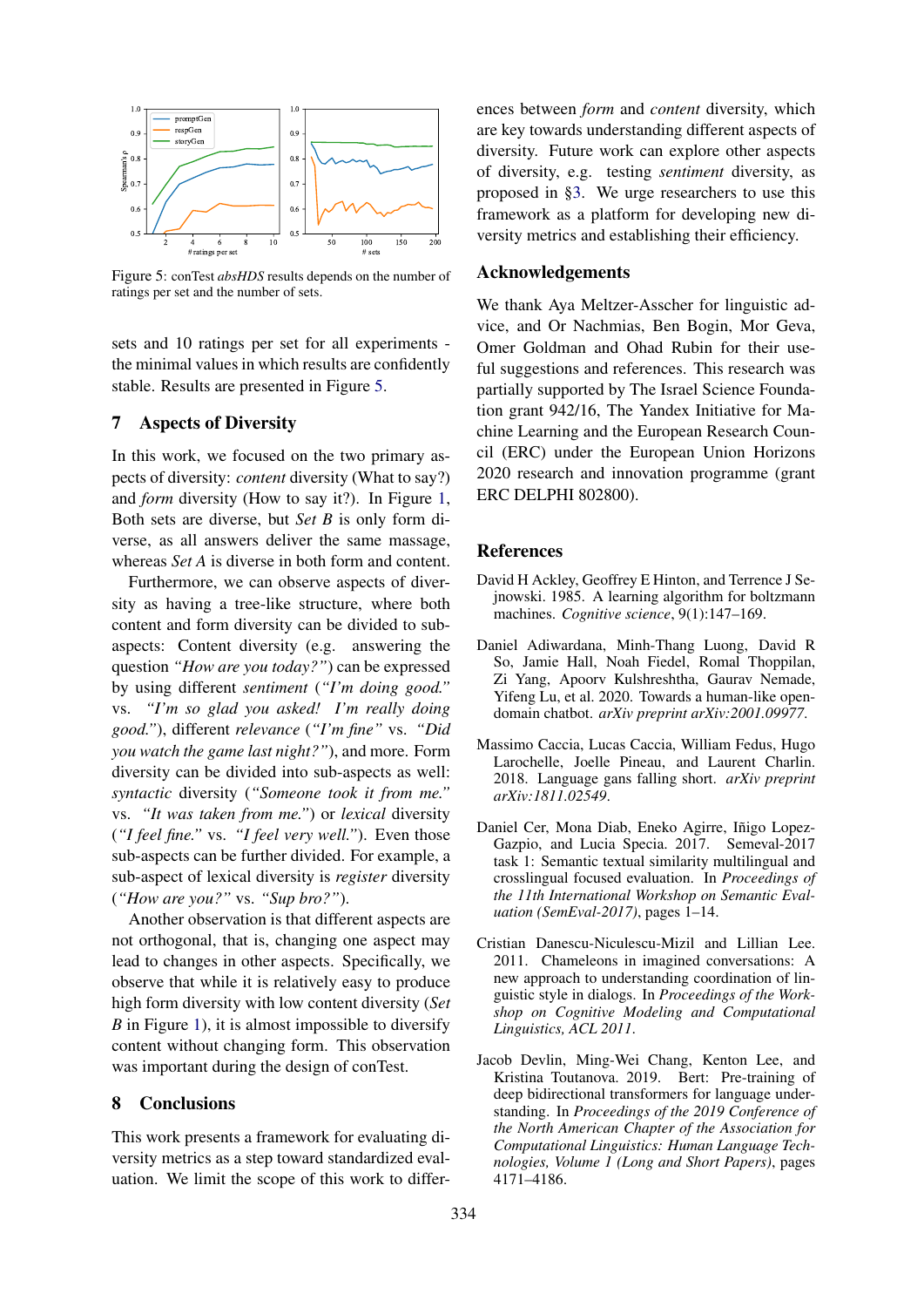Figure 5: conTest *absHDS* results depends on the number of ratings per set and the number of sets.

sets and 10 ratings per set for all experiments - the minimal values in which results are confidently stable. Results are presented in Figure 5.

## 7 Aspects of Diversity

In this work, we focused on the two primary aspects of diversity: *content* diversity (What to say?) and *form* diversity (How to say it?). In Figure 1, Both sets are diverse, but *Set B* is only form diverse, as all answers deliver the same massage, whereas *Set A* is diverse in both form and content.

Furthermore, we can observe aspects of diversity as having a tree-like structure, where both content and form diversity can be divided to sub-aspects: Content diversity (e.g. answering the question *"How are you today?"*) can be expressed by using different *sentiment* (*"I'm doing good."* vs. *"I'm so glad you asked! I'm really doing good."*), different *relevance* (*"I'm fine"* vs. *"Did you watch the game last night?"*), and more. Form diversity can be divided into sub-aspects as well: *syntactic* diversity (*"Someone took it from me."* vs. *"It was taken from me."*) or *lexical* diversity (*"I feel fine."* vs. *"I feel very well."*). Even those sub-aspects can be further divided. For example, a sub-aspect of lexical diversity is *register* diversity (*"How are you?"* vs. *"Sup bro?"*).

Another observation is that different aspects are not orthogonal, that is, changing one aspect may lead to changes in other aspects. Specifically, we observe that while it is relatively easy to produce high form diversity with low content diversity (*Set B* in Figure 1), it is almost impossible to diversify content without changing form. This observation was important during the design of conTest.

## 8 Conclusions

This work presents a framework for evaluating diversity metrics as a step toward standardized evaluation. We limit the scope of this work to differences between *form* and *content* diversity, which are key towards understanding different aspects of diversity. Future work can explore other aspects of diversity, e.g. testing *sentiment* diversity, as proposed in §3. We urge researchers to use this framework as a platform for developing new diversity metrics and establishing their efficiency.

## Acknowledgements

We thank Aya Meltzer-Asscher for linguistic advice, and Or Nachmias, Ben Bogin, Mor Geva, Omer Goldman and Ohad Rubin for their useful suggestions and references. This research was partially supported by The Israel Science Foundation grant 942/16, The Yandex Initiative for Machine Learning and the European Research Council (ERC) under the European Union Horizons 2020 research and innovation programme (grant ERC DELPHI 802800).

## References

David H Ackley, Geoffrey E Hinton, and Terrence J Sejnowski. 1985. A learning algorithm for boltzmann machines. *Cognitive science*, 9(1):147–169.

Daniel Adiwardana, Minh-Thang Luong, David R So, Jamie Hall, Noah Fiedel, Romal Thoppilan, Zi Yang, Apoorv Kulshreshtha, Gaurav Nemade, Yifeng Lu, et al. 2020. Towards a human-like open-domain chatbot. *arXiv preprint arXiv:2001.09977*.

Massimo Caccia, Lucas Caccia, William Fedus, Hugo Larochelle, Joelle Pineau, and Laurent Charlin. 2018. Language gans falling short. *arXiv preprint arXiv:1811.02549*.

Daniel Cer, Mona Diab, Eneko Agirre, Iñigo Lopez-Gazpio, and Lucia Specia. 2017. Semeval-2017 task 1: Semantic textual similarity multilingual and crosslingual focused evaluation. In *Proceedings of the 11th International Workshop on Semantic Evaluation (SemEval-2017)*, pages 1–14.

Cristian Danescu-Niculescu-Mizil and Lillian Lee. 2011. Chameleons in imagined conversations: A new approach to understanding coordination of linguistic style in dialogs. In *Proceedings of the Workshop on Cognitive Modeling and Computational Linguistics, ACL 2011*.

Jacob Devlin, Ming-Wei Chang, Kenton Lee, and Kristina Toutanova. 2019. Bert: Pre-training of deep bidirectional transformers for language understanding. In *Proceedings of the 2019 Conference of the North American Chapter of the Association for Computational Linguistics: Human Language Technologies, Volume 1 (Long and Short Papers)*, pages 4171–4186.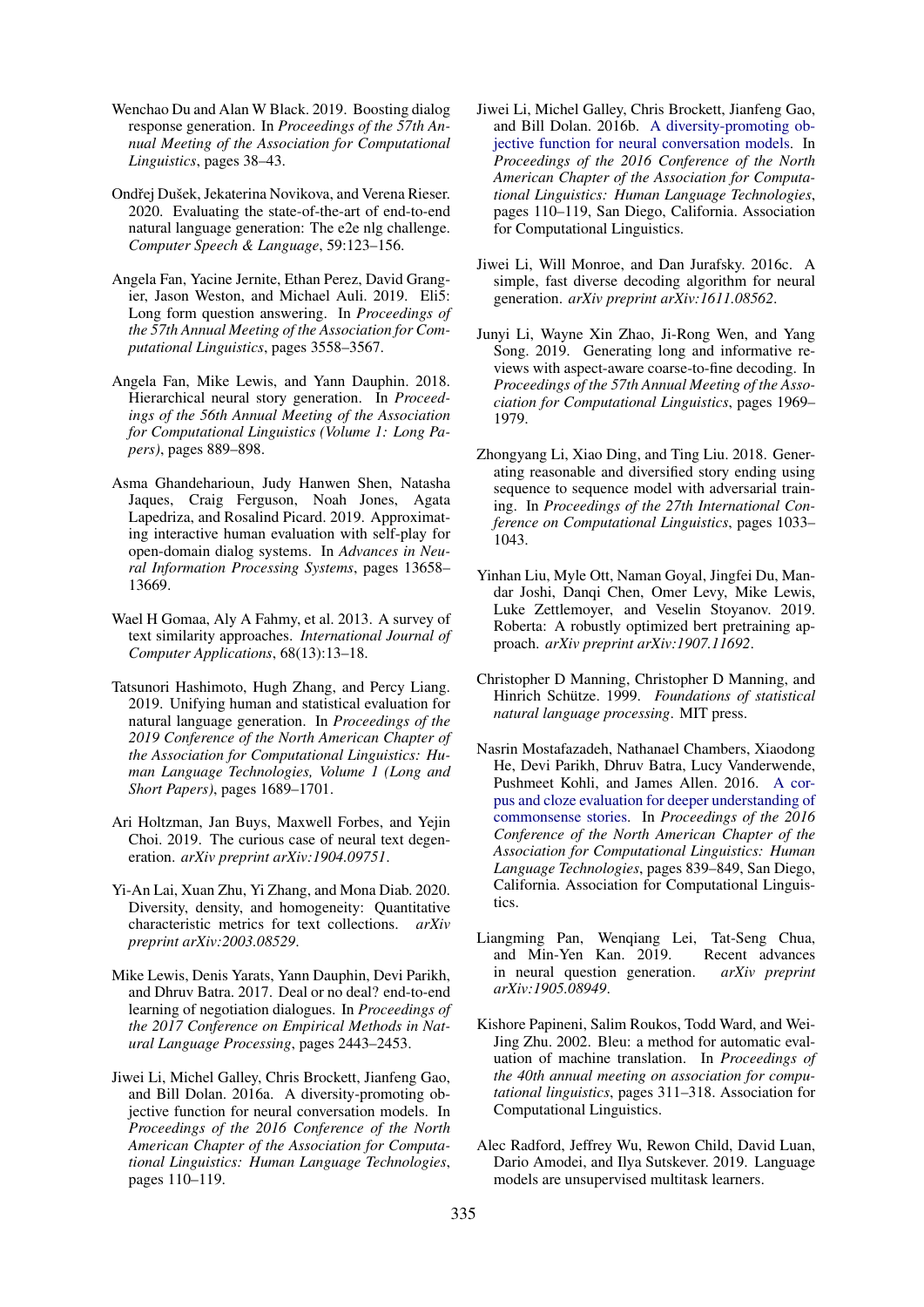Wenchao Du and Alan W Black. 2019. Boosting dialog response generation. In *Proceedings of the 57th Annual Meeting of the Association for Computational Linguistics*, pages 38–43.

Ondřej Dušek, Jekaterina Novikova, and Verena Rieser. 2020. Evaluating the state-of-the-art of end-to-end natural language generation: The e2e nlg challenge. *Computer Speech & Language*, 59:123–156.

Angela Fan, Yacine Jernite, Ethan Perez, David Grangier, Jason Weston, and Michael Auli. 2019. Eli5: Long form question answering. In *Proceedings of the 57th Annual Meeting of the Association for Computational Linguistics*, pages 3558–3567.

Angela Fan, Mike Lewis, and Yann Dauphin. 2018. Hierarchical neural story generation. In *Proceedings of the 56th Annual Meeting of the Association for Computational Linguistics (Volume 1: Long Papers)*, pages 889–898.

Asma Ghandeharioun, Judy Hanwen Shen, Natasha Jaques, Craig Ferguson, Noah Jones, Agata Lapedriza, and Rosalind Picard. 2019. Approximating interactive human evaluation with self-play for open-domain dialog systems. In *Advances in Neural Information Processing Systems*, pages 13658–13669.

Wael H Gomaa, Aly A Fahmy, et al. 2013. A survey of text similarity approaches. *International Journal of Computer Applications*, 68(13):13–18.

Tatsunori Hashimoto, Hugh Zhang, and Percy Liang. 2019. Unifying human and statistical evaluation for natural language generation. In *Proceedings of the 2019 Conference of the North American Chapter of the Association for Computational Linguistics: Human Language Technologies, Volume 1 (Long and Short Papers)*, pages 1689–1701.

Ari Holtzman, Jan Buys, Maxwell Forbes, and Yejin Choi. 2019. The curious case of neural text degeneration. *arXiv preprint arXiv:1904.09751*.

Yi-An Lai, Xuan Zhu, Yi Zhang, and Mona Diab. 2020. Diversity, density, and homogeneity: Quantitative characteristic metrics for text collections. *arXiv preprint arXiv:2003.08529*.

Mike Lewis, Denis Yarats, Yann Dauphin, Devi Parikh, and Dhruv Batra. 2017. Deal or no deal? end-to-end learning of negotiation dialogues. In *Proceedings of the 2017 Conference on Empirical Methods in Natural Language Processing*, pages 2443–2453.

Jiwei Li, Michel Galley, Chris Brockett, Jianfeng Gao, and Bill Dolan. 2016a. A diversity-promoting objective function for neural conversation models. In *Proceedings of the 2016 Conference of the North American Chapter of the Association for Computational Linguistics: Human Language Technologies*, pages 110–119.

Jiwei Li, Michel Galley, Chris Brockett, Jianfeng Gao, and Bill Dolan. 2016b. A diversity-promoting objective function for neural conversation models. In *Proceedings of the 2016 Conference of the North American Chapter of the Association for Computational Linguistics: Human Language Technologies*, pages 110–119, San Diego, California. Association for Computational Linguistics.

Jiwei Li, Will Monroe, and Dan Jurafsky. 2016c. A simple, fast diverse decoding algorithm for neural generation. *arXiv preprint arXiv:1611.08562*.

Junyi Li, Wayne Xin Zhao, Ji-Rong Wen, and Yang Song. 2019. Generating long and informative reviews with aspect-aware coarse-to-fine decoding. In *Proceedings of the 57th Annual Meeting of the Association for Computational Linguistics*, pages 1969–1979.

Zhongyang Li, Xiao Ding, and Ting Liu. 2018. Generating reasonable and diversified story ending using sequence to sequence model with adversarial training. In *Proceedings of the 27th International Conference on Computational Linguistics*, pages 1033–1043.

Yinhan Liu, Myle Ott, Naman Goyal, Jingfei Du, Mandar Joshi, Danqi Chen, Omer Levy, Mike Lewis, Luke Zettlemoyer, and Veselin Stoyanov. 2019. Roberta: A robustly optimized bert pretraining approach. *arXiv preprint arXiv:1907.11692*.

Christopher D Manning, Christopher D Manning, and Hinrich Schütze. 1999. *Foundations of statistical natural language processing*. MIT press.

Nasrin Mostafazadeh, Nathanael Chambers, Xiaodong He, Devi Parikh, Dhruv Batra, Lucy Vanderwende, Pushmeet Kohli, and James Allen. 2016. A corpus and cloze evaluation for deeper understanding of commonsense stories. In *Proceedings of the 2016 Conference of the North American Chapter of the Association for Computational Linguistics: Human Language Technologies*, pages 839–849, San Diego, California. Association for Computational Linguistics.

Liangming Pan, Wenqiang Lei, Tat-Seng Chua, and Min-Yen Kan. 2019. Recent advances in neural question generation. *arXiv preprint arXiv:1905.08949*.

Kishore Papineni, Salim Roukos, Todd Ward, and Wei-Jing Zhu. 2002. Bleu: a method for automatic evaluation of machine translation. In *Proceedings of the 40th annual meeting on association for computational linguistics*, pages 311–318. Association for Computational Linguistics.

Alec Radford, Jeffrey Wu, Rewon Child, David Luan, Dario Amodei, and Ilya Sutskever. 2019. Language models are unsupervised multitask learners.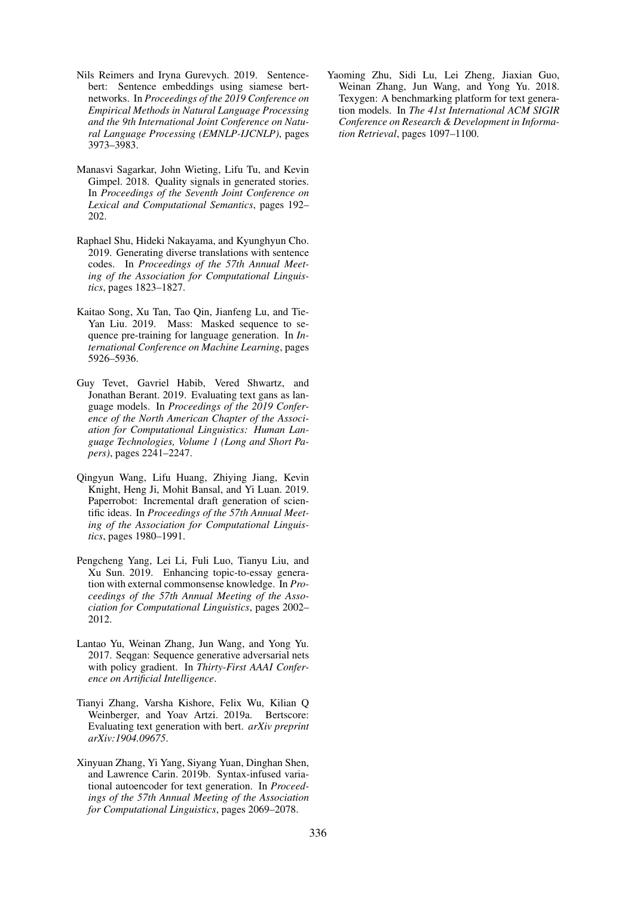Nils Reimers and Iryna Gurevych. 2019. Sentence-bert: Sentence embeddings using siamese bert-networks. In *Proceedings of the 2019 Conference on Empirical Methods in Natural Language Processing and the 9th International Joint Conference on Natural Language Processing (EMNLP-IJCNLP)*, pages 3973–3983.

Manasvi Sagarkar, John Wieting, Lifu Tu, and Kevin Gimpel. 2018. Quality signals in generated stories. In *Proceedings of the Seventh Joint Conference on Lexical and Computational Semantics*, pages 192–202.

Raphael Shu, Hideki Nakayama, and Kyunghyun Cho. 2019. Generating diverse translations with sentence codes. In *Proceedings of the 57th Annual Meeting of the Association for Computational Linguistics*, pages 1823–1827.

Kaitao Song, Xu Tan, Tao Qin, Jianfeng Lu, and Tie-Yan Liu. 2019. Mass: Masked sequence to sequence pre-training for language generation. In *International Conference on Machine Learning*, pages 5926–5936.

Guy Tevet, Gavriel Habib, Vered Shwartz, and Jonathan Berant. 2019. Evaluating text gans as language models. In *Proceedings of the 2019 Conference of the North American Chapter of the Association for Computational Linguistics: Human Language Technologies, Volume 1 (Long and Short Papers)*, pages 2241–2247.

Qingyun Wang, Lifu Huang, Zhiying Jiang, Kevin Knight, Heng Ji, Mohit Bansal, and Yi Luan. 2019. Paperrobot: Incremental draft generation of scientific ideas. In *Proceedings of the 57th Annual Meeting of the Association for Computational Linguistics*, pages 1980–1991.

Pengcheng Yang, Lei Li, Fuli Luo, Tianyu Liu, and Xu Sun. 2019. Enhancing topic-to-essay generation with external commonsense knowledge. In *Proceedings of the 57th Annual Meeting of the Association for Computational Linguistics*, pages 2002–2012.

Lantao Yu, Weinan Zhang, Jun Wang, and Yong Yu. 2017. Seqgan: Sequence generative adversarial nets with policy gradient. In *Thirty-First AAAI Conference on Artificial Intelligence*.

Tianyi Zhang, Varsha Kishore, Felix Wu, Kilian Q Weinberger, and Yoav Artzi. 2019a. Bertscore: Evaluating text generation with bert. *arXiv preprint arXiv:1904.09675*.

Xinyuan Zhang, Yi Yang, Siyang Yuan, Dinghan Shen, and Lawrence Carin. 2019b. Syntax-infused variational autoencoder for text generation. In *Proceedings of the 57th Annual Meeting of the Association for Computational Linguistics*, pages 2069–2078.

Yaoming Zhu, Sidi Lu, Lei Zheng, Jiaxian Guo, Weinan Zhang, Jun Wang, and Yong Yu. 2018. Texygen: A benchmarking platform for text generation models. In *The 41st International ACM SIGIR Conference on Research & Development in Information Retrieval*, pages 1097–1100.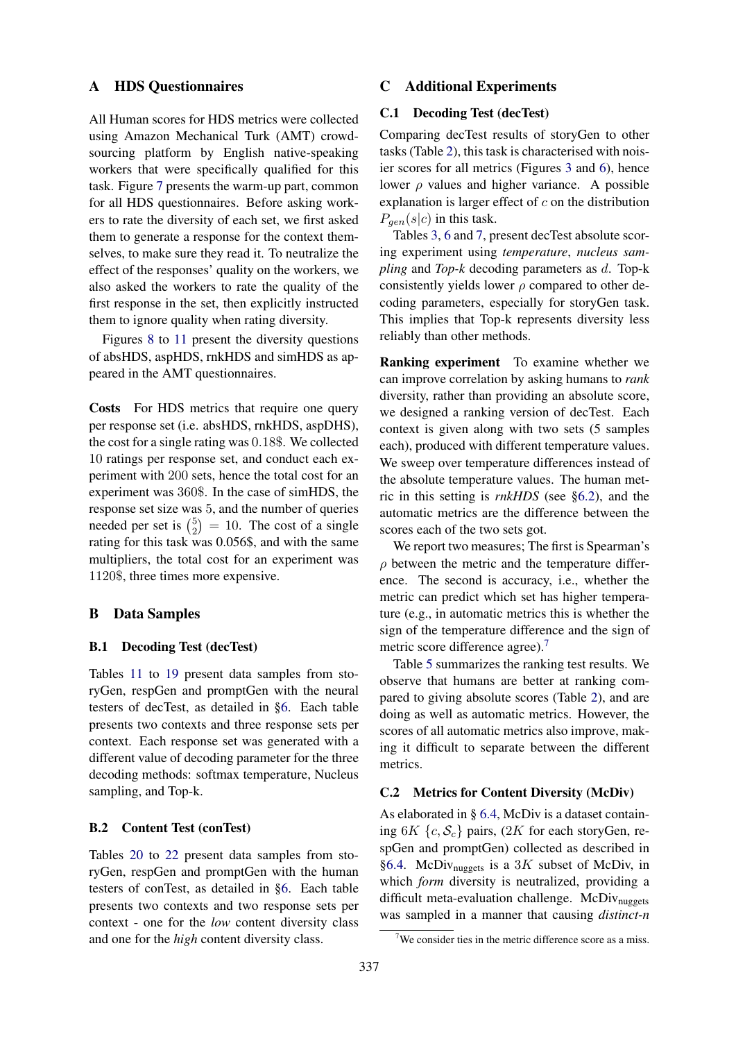## A HDS Questionnaires

All Human scores for HDS metrics were collected using Amazon Mechanical Turk (AMT) crowd-sourcing platform by English native-speaking workers that were specifically qualified for this task. Figure 7 presents the warm-up part, common for all HDS questionnaires. Before asking workers to rate the diversity of each set, we first asked them to generate a response for the context themselves, to make sure they read it. To neutralize the effect of the responses' quality on the workers, we also asked the workers to rate the quality of the first response in the set, then explicitly instructed them to ignore quality when rating diversity.

Figures 8 to 11 present the diversity questions of absHDS, aspHDS, rnkHDS and simHDS as appeared in the AMT questionnaires.

**Costs** For HDS metrics that require one query per response set (i.e. absHDS, rnkHDS, aspDHS), the cost for a single rating was $0.18$$. We collected $10$ ratings per response set, and conduct each experiment with $200$ sets, hence the total cost for an experiment was $360$$. In the case of simHDS, the response set size was $5$, and the number of queries needed per set is $\binom{5}{2} = 10$. The cost of a single rating for this task was 0.056$, and with the same multipliers, the total cost for an experiment was $1120$$, three times more expensive.

## B Data Samples

### B.1 Decoding Test (decTest)

Tables 11 to 19 present data samples from storyGen, respGen and promptGen with the neural testers of decTest, as detailed in §6. Each table presents two contexts and three response sets per context. Each response set was generated with a different value of decoding parameter for the three decoding methods: softmax temperature, Nucleus sampling, and Top-k.

### B.2 Content Test (conTest)

Tables 20 to 22 present data samples from storyGen, respGen and promptGen with the human testers of conTest, as detailed in §6. Each table presents two contexts and two response sets per context - one for the *low* content diversity class and one for the *high* content diversity class.

## C Additional Experiments

### C.1 Decoding Test (decTest)

Comparing decTest results of storyGen to other tasks (Table 2), this task is characterised with noisier scores for all metrics (Figures 3 and 6), hence lower $\rho$ values and higher variance. A possible explanation is larger effect of $c$ on the distribution $P_{gen}(s|c)$ in this task.

Tables 3, 6 and 7, present decTest absolute scoring experiment using *temperature*, *nucleus sampling* and *Top-k* decoding parameters as $d$. Top-k consistently yields lower $\rho$ compared to other decoding parameters, especially for storyGen task. This implies that Top-k represents diversity less reliably than other methods.

**Ranking experiment** To examine whether we can improve correlation by asking humans to *rank* diversity, rather than providing an absolute score, we designed a ranking version of decTest. Each context is given along with two sets (5 samples each), produced with different temperature values. We sweep over temperature differences instead of the absolute temperature values. The human metric in this setting is *rnkHDS* (see §6.2), and the automatic metrics are the difference between the scores each of the two sets got.

We report two measures; The first is Spearman's $\rho$ between the metric and the temperature difference. The second is accuracy, i.e., whether the metric can predict which set has higher temperature (e.g., in automatic metrics this is whether the sign of the temperature difference and the sign of metric score difference agree).[7]

Table 5 summarizes the ranking test results. We observe that humans are better at ranking compared to giving absolute scores (Table 2), and are doing as well as automatic metrics. However, the scores of all automatic metrics also improve, making it difficult to separate between the different metrics.

### C.2 Metrics for Content Diversity (McDiv)

As elaborated in § 6.4, McDiv is a dataset containing $6K$ $\{c, \mathcal{S}_c\}$ pairs, ($2K$ for each storyGen, respGen and promptGen) collected as described in §6.4. $\text{McDiv}_{\text{nuggets}}$ is a $3K$ subset of McDiv, in which *form* diversity is neutralized, providing a difficult meta-evaluation challenge. $\text{McDiv}_{\text{nuggets}}$ was sampled in a manner that causing *distinct-n*

[7] We consider ties in the metric difference score as a miss.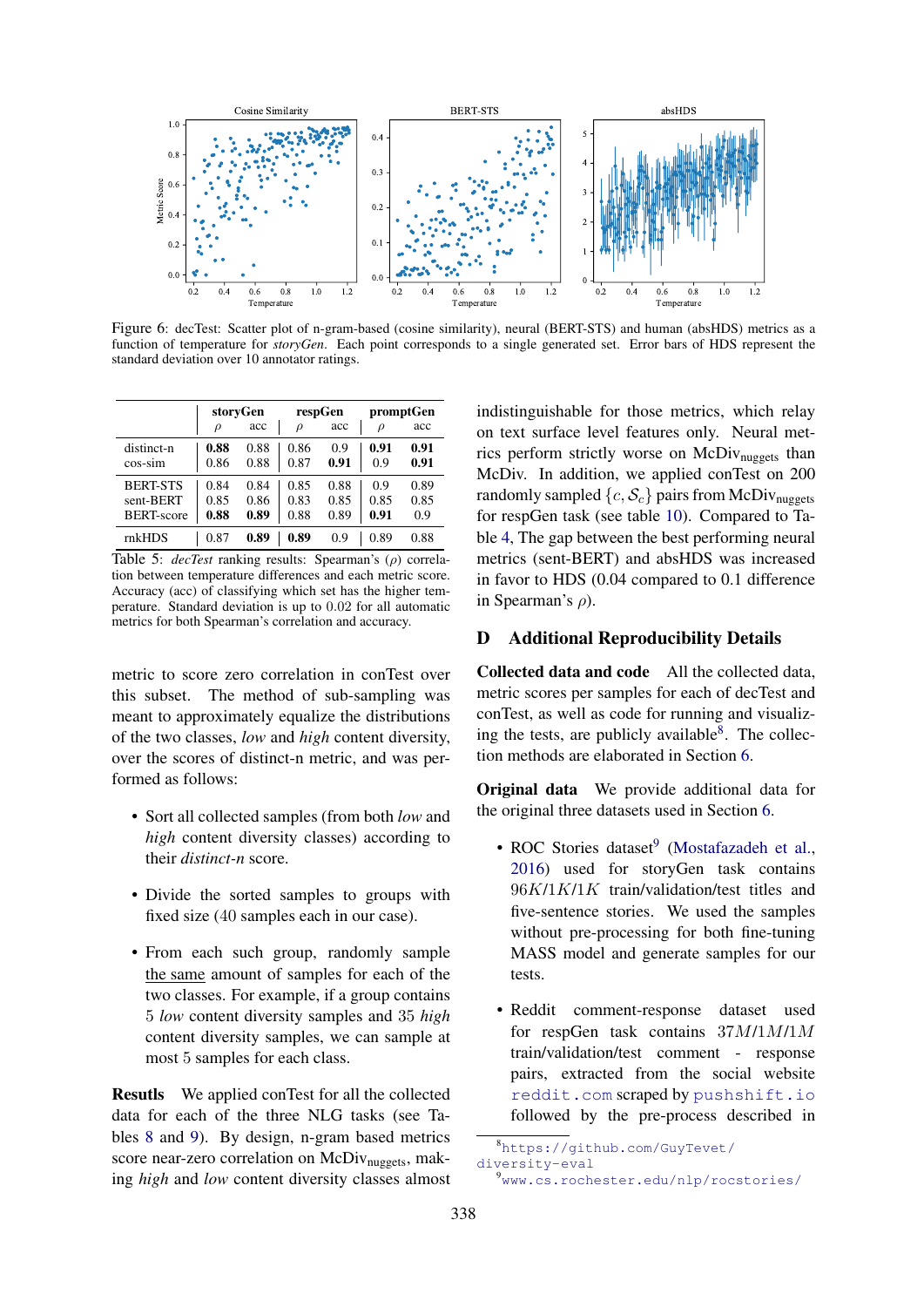Figure 6: decTest: Scatter plot of n-gram-based (cosine similarity), neural (BERT-STS) and human (absHDS) metrics as a function of temperature for *storyGen*. Each point corresponds to a single generated set. Error bars of HDS represent the standard deviation over 10 annotator ratings.

| | storyGen | | respGen | | promptGen | |
|---|---|---|---|---|---|---|
| | $\rho$ | acc | $\rho$ | acc | $\rho$ | acc |
| distinct-n | **0.88** | 0.88 | 0.86 | 0.9 | **0.91** | **0.91** |
| cos-sim | 0.86 | 0.88 | 0.87 | **0.91** | 0.9 | **0.91** |
| BERT-STS | 0.84 | 0.84 | 0.85 | 0.88 | 0.9 | 0.89 |
| sent-BERT | 0.85 | 0.86 | 0.83 | 0.85 | 0.85 | 0.85 |
| BERT-score | **0.88** | **0.89** | 0.88 | 0.89 | **0.91** | 0.9 |
| rnkHDS | 0.87 | **0.89** | **0.89** | 0.9 | 0.89 | 0.88 |

Table 5: *decTest* ranking results: Spearman's ($\rho$) correlation between temperature differences and each metric score. Accuracy (acc) of classifying which set has the higher temperature. Standard deviation is up to 0.02 for all automatic metrics for both Spearman's correlation and accuracy.

metric to score zero correlation in conTest over this subset. The method of sub-sampling was meant to approximately equalize the distributions of the two classes, *low* and *high* content diversity, over the scores of distinct-n metric, and was performed as follows:

- Sort all collected samples (from both *low* and *high* content diversity classes) according to their *distinct-n* score.
- Divide the sorted samples to groups with fixed size (40 samples each in our case).
- From each such group, randomly sample the same amount of samples for each of the two classes. For example, if a group contains 5 *low* content diversity samples and 35 *high* content diversity samples, we can sample at most 5 samples for each class.

**Resutls** We applied conTest for all the collected data for each of the three NLG tasks (see Tables 8 and 9). By design, n-gram based metrics score near-zero correlation on McDiv$_{\text{nuggets}}$, making *high* and *low* content diversity classes almost indistinguishable for those metrics, which relay on text surface level features only. Neural metrics perform strictly worse on McDiv$_{\text{nuggets}}$ than McDiv. In addition, we applied conTest on 200 randomly sampled $\{c, \mathcal{S}_c\}$ pairs from McDiv$_{\text{nuggets}}$ for respGen task (see table 10). Compared to Table 4, The gap between the best performing neural metrics (sent-BERT) and absHDS was increased in favor to HDS (0.04 compared to 0.1 difference in Spearman's $\rho$).

## D Additional Reproducibility Details

**Collected data and code** All the collected data, metric scores per samples for each of decTest and conTest, as well as code for running and visualizing the tests, are publicly available[8]. The collection methods are elaborated in Section 6.

**Original data** We provide additional data for the original three datasets used in Section 6.

- ROC Stories dataset[9] (Mostafazadeh et al., 2016) used for storyGen task contains $96K/1K/1K$ train/validation/test titles and five-sentence stories. We used the samples without pre-processing for both fine-tuning MASS model and generate samples for our tests.
- Reddit comment-response dataset used for respGen task contains $37M/1M/1M$ train/validation/test comment - response pairs, extracted from the social website reddit.com scraped by pushshift.io followed by the pre-process described in

[8] https://github.com/GuyTevet/diversity-eval

[9] www.cs.rochester.edu/nlp/rocstories/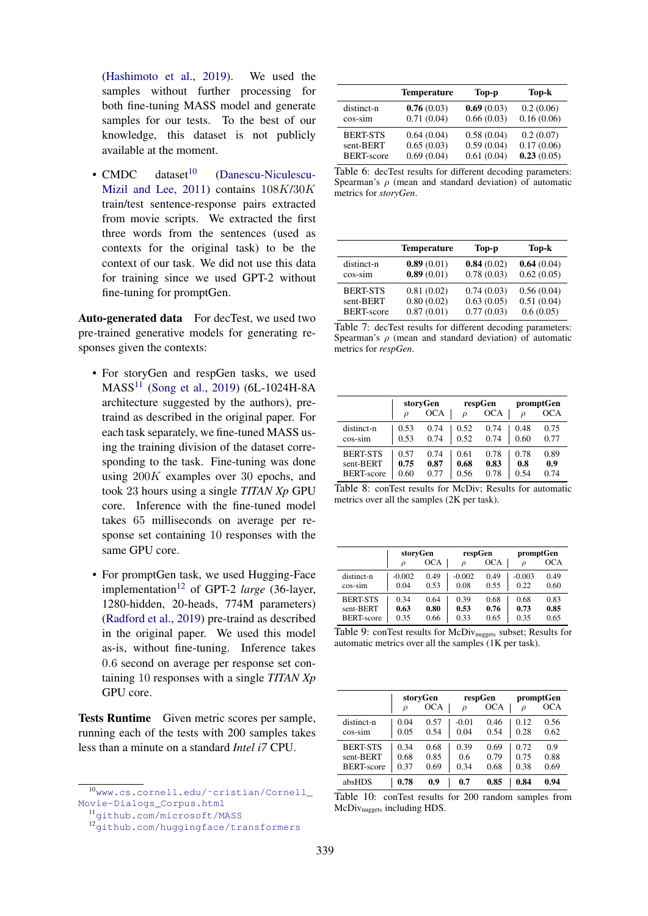(Hashimoto et al., 2019). We used the samples without further processing for both fine-tuning MASS model and generate samples for our tests. To the best of our knowledge, this dataset is not publicly available at the moment.

- CMDC dataset[10] (Danescu-Niculescu-Mizil and Lee, 2011) contains $108K/30K$ train/test sentence-response pairs extracted from movie scripts. We extracted the first three words from the sentences (used as contexts for the original task) to be the context of our task. We did not use this data for training since we used GPT-2 without fine-tuning for promptGen.

**Auto-generated data** For decTest, we used two pre-trained generative models for generating responses given the contexts:

- For storyGen and respGen tasks, we used MASS[11] (Song et al., 2019) (6L-1024H-8A architecture suggested by the authors), pre-traind as described in the original paper. For each task separately, we fine-tuned MASS using the training division of the dataset corresponding to the task. Fine-tuning was done using $200K$ examples over 30 epochs, and took 23 hours using a single *TITAN Xp* GPU core. Inference with the fine-tuned model takes 65 milliseconds on average per response set containing 10 responses with the same GPU core.

- For promptGen task, we used Hugging-Face implementation[12] of GPT-2 *large* (36-layer, 1280-hidden, 20-heads, 774M parameters) (Radford et al., 2019) pre-traind as described in the original paper. We used this model as-is, without fine-tuning. Inference takes 0.6 second on average per response set containing 10 responses with a single *TITAN Xp* GPU core.

**Tests Runtime** Given metric scores per sample, running each of the tests with 200 samples takes less than a minute on a standard *Intel i7* CPU.

[10] www.cs.cornell.edu/~cristian/Cornell_Movie-Dialogs_Corpus.html

[11] github.com/microsoft/MASS

[12] github.com/huggingface/transformers

| | Temperature | Top-p | Top-k |
|---|---|---|---|
| distinct-n | **0.76** (0.03) | **0.69** (0.03) | 0.2 (0.06) |
| cos-sim | 0.71 (0.04) | 0.66 (0.03) | 0.16 (0.06) |
| BERT-STS | 0.64 (0.04) | 0.58 (0.04) | 0.2 (0.07) |
| sent-BERT | 0.65 (0.03) | 0.59 (0.04) | 0.17 (0.06) |
| BERT-score | 0.69 (0.04) | 0.61 (0.04) | **0.23** (0.05) |

Table 6: decTest results for different decoding parameters: Spearman's $\rho$ (mean and standard deviation) of automatic metrics for *storyGen*.

| | Temperature | Top-p | Top-k |
|---|---|---|---|
| distinct-n | **0.89** (0.01) | **0.84** (0.02) | **0.64** (0.04) |
| cos-sim | **0.89** (0.01) | 0.78 (0.03) | 0.62 (0.05) |
| BERT-STS | 0.81 (0.02) | 0.74 (0.03) | 0.56 (0.04) |
| sent-BERT | 0.80 (0.02) | 0.63 (0.05) | 0.51 (0.04) |
| BERT-score | 0.87 (0.01) | 0.77 (0.03) | 0.6 (0.05) |

Table 7: decTest results for different decoding parameters: Spearman's $\rho$ (mean and standard deviation) of automatic metrics for *respGen*.

| | storyGen | | respGen | | promptGen | |
|---|---|---|---|---|---|---|
| | $\rho$ | OCA | $\rho$ | OCA | $\rho$ | OCA |
| distinct-n | 0.53 | 0.74 | 0.52 | 0.74 | 0.48 | 0.75 |
| cos-sim | 0.53 | 0.74 | 0.52 | 0.74 | 0.60 | 0.77 |
| BERT-STS | 0.57 | 0.74 | 0.61 | 0.78 | 0.78 | 0.89 |
| sent-BERT | **0.75** | **0.87** | **0.68** | **0.83** | **0.8** | **0.9** |
| BERT-score | 0.60 | 0.77 | 0.56 | 0.78 | 0.54 | 0.74 |

Table 8: conTest results for McDiv; Results for automatic metrics over all the samples (2K per task).

| | storyGen | | respGen | | promptGen | |
|---|---|---|---|---|---|---|
| | $\rho$ | OCA | $\rho$ | OCA | $\rho$ | OCA |
| distinct-n | -0.002 | 0.49 | -0.002 | 0.49 | -0.003 | 0.49 |
| cos-sim | 0.04 | 0.53 | 0.08 | 0.55 | 0.22 | 0.60 |
| BERT-STS | 0.34 | 0.64 | 0.39 | 0.68 | 0.68 | 0.83 |
| sent-BERT | **0.63** | **0.80** | **0.53** | **0.76** | **0.73** | **0.85** |
| BERT-score | 0.35 | 0.66 | 0.33 | 0.65 | 0.35 | 0.65 |

Table 9: conTest results for $\text{McDiv}_{\text{nuggets}}$ subset; Results for automatic metrics over all the samples (1K per task).

| | storyGen | | respGen | | promptGen | |
|---|---|---|---|---|---|---|
| | $\rho$ | OCA | $\rho$ | OCA | $\rho$ | OCA |
| distinct-n | 0.04 | 0.57 | -0.01 | 0.46 | 0.12 | 0.56 |
| cos-sim | 0.05 | 0.54 | 0.04 | 0.54 | 0.28 | 0.62 |
| BERT-STS | 0.34 | 0.68 | 0.39 | 0.69 | 0.72 | 0.9 |
| sent-BERT | 0.68 | 0.85 | 0.6 | 0.79 | 0.75 | 0.88 |
| BERT-score | 0.37 | 0.69 | 0.34 | 0.68 | 0.38 | 0.69 |
| absHDS | **0.78** | **0.9** | **0.7** | **0.85** | **0.84** | **0.94** |

Table 10: conTest results for 200 random samples from $\text{McDiv}_{\text{nuggets}}$ including HDS.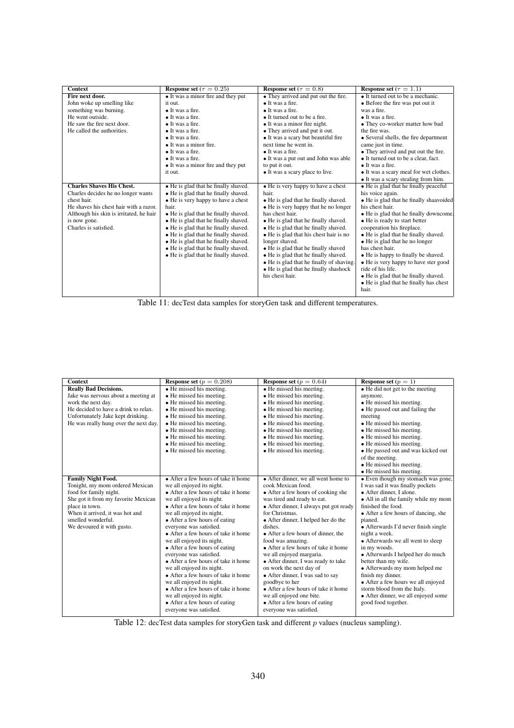| Context | Response set ($\tau = 0.25$) | Response set ($\tau = 0.8$) | Response set ($\tau = 1.1$) |
|---|---|---|---|
| **Fire next door.** John woke up smelling like something was burning. He went outside. He saw the fire next door. He called the authorities. | • It was a minor fire and they put it out. • It was a fire. • It was a fire. • It was a fire. • It was a fire. • It was a fire. • It was a minor fire. • It was a fire. • It was a fire. • It was a minor fire and they put it out. | • They arrived and put out the fire. • It was a fire. • It was a fire. • It turned out to be a fire. • It was a minor fire night. • They arrived and put it out. • It was a scary but beautiful fire next time he went in. • It was a fire. • It was a put out and John was able to put it out. • It was a scary place to live. | • It turned out to be a mechanic. • Before the fire was put out it was a fire. • It was a fire. • They co-worker matter how bad the fire was. • Several shells, the fire department came just in time. • They arrived and put out the fire. • It turned out to be a clear, fact. • It was a fire. • It was a scary meal for wet clothes. • It was a scary stealing from him. |
| **Charles Shaves His Chest.** Charles decides he no longer wants chest hair. He shaves his chest hair with a razor. Although his skin is irritated, he hair is now gone. Charles is satisfied. | • He is glad that he finally shaved. • He is glad that he finally shaved. • He is very happy to have a chest hair. • He is glad that he finally shaved. • He is glad that he finally shaved. • He is glad that he finally shaved. • He is glad that he finally shaved. • He is glad that he finally shaved. • He is glad that he finally shaved. • He is glad that he finally shaved. | • He is very happy to have a chest hair. • He is glad that he finally shaved. • He is very happy that he no longer has chest hair. • He is glad that he finally shaved. • He is glad that he finally shaved. • He is glad that his chest hair is no longer shaved. • He is glad that he finally shaved • He is glad that he finally shaved. • He is glad that he finally of shaving. • He is glad that he finally shashock his chest hair. | • He is glad that he finally peaceful his voice again. • He is glad that he finally shaavoided his chest hair. • He is glad that he finally downcome. • He is ready to start better cooperation his fireplace. • He is glad that he finally shaved. • He is glad that he no longer has chest hair. • He is happy to finally be shaved. • He is very happy to have ster good ride of his life. • He is glad that he finally shaved. • He is glad that he finally has chest hair. |

Table 11: decTest data samples for storyGen task and different temperatures.

| Context | Response set ($p = 0.208$) | Response set ($p = 0.64$) | Response set ($p = 1$) |
|---|---|---|---|
| **Really Bad Decisions.** Jake was nervous about a meeting at work the next day. He decided to have a drink to relax. Unfortunately Jake kept drinking. He was really hung over the next day. | • He missed his meeting. • He missed his meeting. • He missed his meeting. • He missed his meeting. • He missed his meeting. • He missed his meeting. • He missed his meeting. • He missed his meeting. • He missed his meeting. • He missed his meeting. | • He missed his meeting. • He missed his meeting. • He missed his meeting. • He missed his meeting. • He missed his meeting. • He missed his meeting. • He missed his meeting. • He missed his meeting. • He missed his meeting. • He missed his meeting. | • He did not get to the meeting anymore. • He missed his meeting. • He passed out and failing the meeting • He missed his meeting. • He missed his meeting. • He missed his meeting. • He missed his meeting. • He passed out and was kicked out of the meeting. • He missed his meeting. • He missed his meeting. |
| **Family Night Food.** Tonight, my mom ordered Mexican food for family night. She got it from my favorite Mexican place in town. When it arrived, it was hot and smelled wonderful. We devoured it with gusto. | • After a few hours of take it home we all enjoyed its night. • After a few hours of take it home we all enjoyed its night. • After a few hours of take it home we all enjoyed its night. • After a few hours of eating everyone was satisfied. • After a few hours of take it home we all enjoyed its night. • After a few hours of eating everyone was satisfied. • After a few hours of take it home we all enjoyed its night. • After a few hours of take it home we all enjoyed its night. • After a few hours of take it home we all enjoyed its night. • After a few hours of eating everyone was satisfied. | • After dinner, we all went home to cook Mexican food. • After a few hours of cooking she was tired and ready to eat. • After dinner, I always put got ready for Christmas. • After dinner, I helped her do the dishes. • After a few hours of dinner, the food was amazing. • After a few hours of take it home we all enjoyed margaria. • After dinner, I was ready to take on work the next day of • After dinner, I was sad to say goodbye to her • After a few hours of take it home we all enjoyed one bite. • After a few hours of eating everyone was satisfied. | • Even though my stomach was gone, I was sad it was finally pockets • After dinner, I alone. • All in all the family while my mom finished the food. • After a few hours of dancing, she pianed. • Afterwards I'd never finish single night a week. • Afterwards we all went to sleep in my woods. • Afterwards I helped her do much better than my wife. • Afterwards my mom helped me finish my dinner. • After a few hours we all enjoyed storm blood from the Italy. • After dinner, we all enjoyed some good food together. |

Table 12: decTest data samples for storyGen task and different $p$ values (nucleus sampling).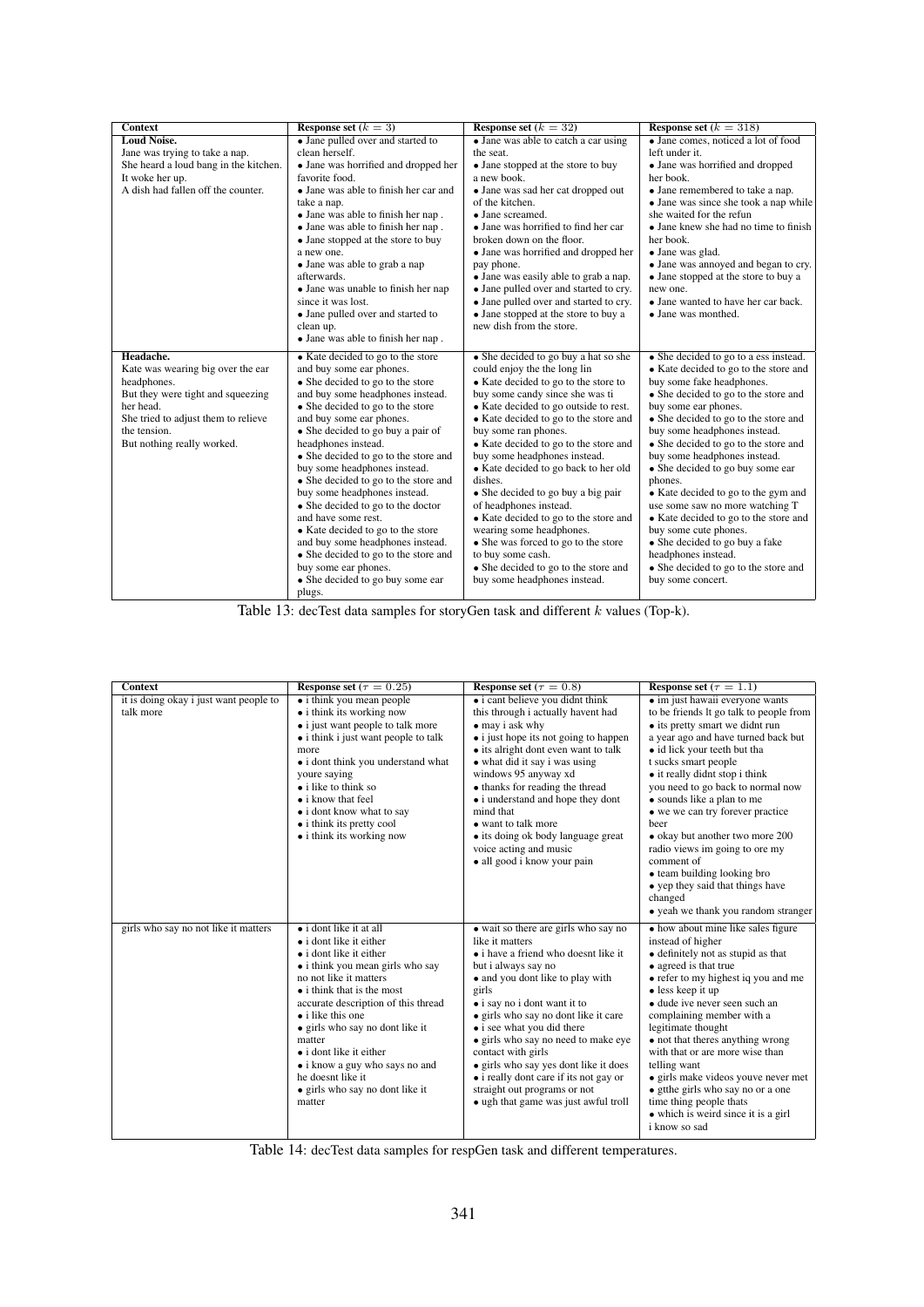| Context | Response set ($k = 3$) | Response set ($k = 32$) | Response set ($k = 318$) |
|---|---|---|---|
| **Loud Noise.** Jane was trying to take a nap. She heard a loud bang in the kitchen. It woke her up. A dish had fallen off the counter. | • Jane pulled over and started to clean herself. • Jane was horrified and dropped her favorite food. • Jane was able to finish her car and take a nap. • Jane was able to finish her nap . • Jane was able to finish her nap . • Jane stopped at the store to buy a new one. • Jane was able to grab a nap afterwards. • Jane was unable to finish her nap since it was lost. • Jane pulled over and started to clean up. • Jane was able to finish her nap . | • Jane was able to catch a car using the seat. • Jane stopped at the store to buy a new book. • Jane was sad her cat dropped out of the kitchen. • Jane screamed. • Jane was horrified to find her car broken down on the floor. • Jane was horrified and dropped her pay phone. • Jane was easily able to grab a nap. • Jane pulled over and started to cry. • Jane pulled over and started to cry. • Jane stopped at the store to buy a new dish from the store. | • Jane comes, noticed a lot of food left under it. • Jane was horrified and dropped her book. • Jane remembered to take a nap. • Jane was since she took a nap while she waited for the refun • Jane knew she had no time to finish her book. • Jane was glad. • Jane was annoyed and began to cry. • Jane stopped at the store to buy a new one. • Jane wanted to have her car back. • Jane was monthed. |
| **Headache.** Kate was wearing big over the ear headphones. But they were tight and squeezing her head. She tried to adjust them to relieve the tension. But nothing really worked. | • Kate decided to go to the store and buy some ear phones. • She decided to go to the store and buy some headphones instead. • She decided to go to the store and buy some ear phones. • She decided to go buy a pair of headphones instead. • She decided to go to the store and buy some headphones instead. • She decided to go to the store and buy some headphones instead. • She decided to go to the doctor and have some rest. • Kate decided to go to the store and buy some headphones instead. • She decided to go to the store and buy some ear phones. • She decided to go buy some ear plugs. | • She decided to go buy a hat so she could enjoy the the long lin • Kate decided to go to the store to buy some candy since she was ti • Kate decided to go outside to rest. • Kate decided to go to the store and buy some ran phones. • Kate decided to go to the store and buy some headphones instead. • Kate decided to go back to her old dishes. • She decided to go buy a big pair of headphones instead. • Kate decided to go to the store and wearing some headphones. • She was forced to go to the store to buy some cash. • She decided to go to the store and buy some headphones instead. | • She decided to go to a ess instead. • Kate decided to go to the store and buy some fake headphones. • She decided to go to the store and buy some ear phones. • She decided to go to the store and buy some headphones instead. • She decided to go to the store and buy some headphones instead. • She decided to go buy some ear phones. • Kate decided to go to the gym and use some saw no more watching T • Kate decided to go to the store and buy some cute phones. • She decided to go buy a fake headphones instead. • She decided to go to the store and buy some concert. |

Table 13: decTest data samples for storyGen task and different $k$ values (Top-k).

| Context | Response set ($\tau = 0.25$) | Response set ($\tau = 0.8$) | Response set ($\tau = 1.1$) |
|---|---|---|---|
| it is doing okay i just want people to talk more | • i think you mean people • i think its working now • i just want people to talk more • i think i just want people to talk more • i dont think you understand what youre saying • i like to think so • i know that feel • i dont know what to say • i think its pretty cool • i think its working now | • i cant believe you didnt think this through i actually havent had • may i ask why • i just hope its not going to happen • its alright dont even want to talk • what did it say i was using windows 95 anyway xd • thanks for reading the thread • i understand and hope they dont mind that • want to talk more • its doing ok body language great voice acting and music • all good i know your pain | • im just hawaii everyone wants to be friends lt go talk to people from • its pretty smart we didnt run a year ago and have turned back but • id lick your teeth but tha t sucks smart people • it really didnt stop i think you need to go back to normal now • sounds like a plan to me • we we can try forever practice beer • okay but another two more 200 radio views im going to ore my comment of • team building looking bro • yep they said that things have changed • yeah we thank you random stranger |
| girls who say no not like it matters | • i dont like it at all • i dont like it either • i dont like it either • i think you mean girls who say no not like it matters • i think that is the most accurate description of this thread • i like this one • girls who say no dont like it matter • i dont like it either • i know a guy who says no and he doesnt like it • girls who say no dont like it matter | • wait so there are girls who say no like it matters • i have a friend who doesnt like it but i always say no • and you dont like to play with girls • i say no i dont want it to • girls who say no dont like it care • i see what you did there • girls who say no need to make eye contact with girls • girls who say yes dont like it does • i really dont care if its not gay or straight out programs or not • ugh that game was just awful troll | • how about mine like sales figure instead of higher • definitely not as stupid as that • agreed is that true • refer to my highest iq you and me • less keep it up • dude ive never seen such an complaining member with a legitimate thought • not that theres anything wrong with that or are more wise than telling want • girls make videos youve never met • gtthe girls who say no or a one time thing people thats • which is weird since it is a girl i know so sad |

Table 14: decTest data samples for respGen task and different temperatures.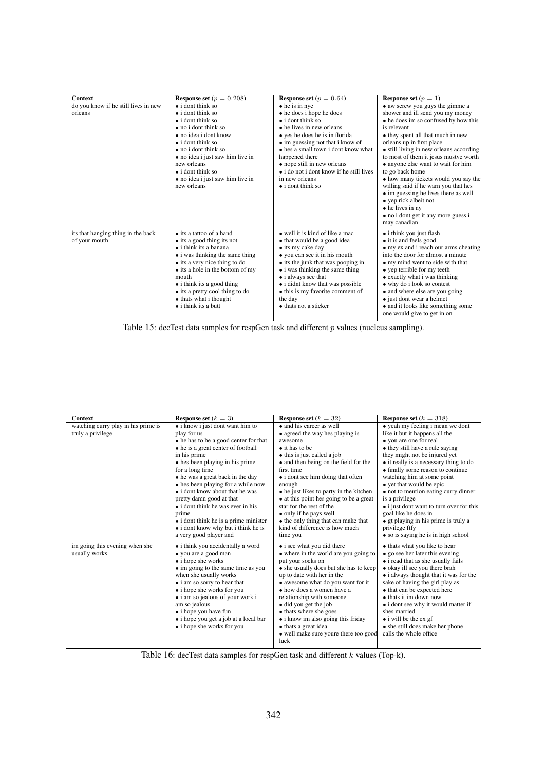| Context | Response set ($p = 0.208$) | Response set ($p = 0.64$) | Response set ($p = 1$) |
|---|---|---|---|
| do you know if he still lives in new orleans | • i dont think so<br>• i dont think so<br>• i dont think so<br>• no i dont think so<br>• no idea i dont know<br>• i dont think so<br>• no i dont think so<br>• no idea i just saw him live in new orleans<br>• i dont think so<br>• no idea i just saw him live in new orleans | • he is in nyc<br>• he does i hope he does<br>• i dont think so<br>• he lives in new orleans<br>• yes he does he is in florida<br>• im guessing not that i know of<br>• hes a small town i dont know what happened there<br>• nope still in new orleans<br>• i do not i dont know if he still lives in new orleans<br>• i dont think so | • aw screw you guys the gimme a shower and ill send you my money<br>• he does im so confused by how this is relevant<br>• they spent all that much in new orleans up in first place<br>• still living in new orleans according to most of them it jesus mustve worth<br>• anyone else want to wait for him to go back home<br>• how many tickets would you say the willing said if he warn you that hes<br>• im guessing he lives there as well<br>• yep rick albeit not<br>• he lives in ny<br>• no i dont get it any more guess i may canadian |
| its that hanging thing in the back of your mouth | • its a tattoo of a hand<br>• its a good thing its not<br>• i think its a banana<br>• i was thinking the same thing<br>• its a very nice thing to do<br>• its a hole in the bottom of my mouth<br>• i think its a good thing<br>• its a pretty cool thing to do<br>• thats what i thought<br>• i think its a butt | • well it is kind of like a mac<br>• that would be a good idea<br>• its my cake day<br>• you can see it in his mouth<br>• its the junk that was pooping in<br>• i was thinking the same thing<br>• i always see that<br>• i didnt know that was possible<br>• this is my favorite comment of the day<br>• thats not a sticker | • i think you just flash<br>• it is and feels good<br>• my ex and i reach our arms cheating into the door for almost a minute<br>• my mind went to side with that<br>• yep terrible for my teeth<br>• exactly what i was thinking<br>• why do i look so contest<br>• and where else are you going<br>• just dont wear a helmet<br>• and it looks like something some one would give to get in on |

Table 15: decTest data samples for respGen task and different $p$ values (nucleus sampling).

| Context | Response set ($k = 3$) | Response set ($k = 32$) | Response set ($k = 318$) |
|---|---|---|---|
| watching curry play in his prime is truly a privilege | • i know i just dont want him to play for us<br>• he has to be a good center for that<br>• he is a great center of football in his prime<br>• hes been playing in his prime for a long time<br>• he was a great back in the day<br>• hes been playing for a while now<br>• i dont know about that he was pretty damn good at that<br>• i dont think he was ever in his prime<br>• i dont think he is a prime minister<br>• i dont know why but i think he is a very good player and | • and his career as well<br>• agreed the way hes playing is awesome<br>• it has to be<br>• this is just called a job<br>• and then being on the field for the first time<br>• i dont see him doing that often enough<br>• he just likes to party in the kitchen<br>• at this point hes going to be a great star for the rest of the<br>• only if he pays well<br>• the only thing that can make that kind of difference is how much time you | • yeah my feeling i mean we dont like it but it happens all the<br>• you are one for real<br>• they still have a rule saying they might not be injured yet<br>• it really is a necessary thing to do<br>• finally some reason to continue watching him at some point<br>• yet that would be epic<br>• not to mention eating curry dinner is a privilege<br>• i just dont want to turn over for this goal like he does in<br>• gt playing in his prime is truly a privilege ftfy<br>• so is saying he is in high school |
| im going this evening when she usually works | • i think you accidentally a word<br>• you are a good man<br>• i hope she works<br>• im going to the same time as you when she usually works<br>• i am so sorry to hear that<br>• i hope she works for you<br>• i am so jealous of your work i am so jealous<br>• i hope you have fun<br>• i hope you get a job at a local bar<br>• i hope she works for you | • i see what you did there<br>• where in the world are you going to put your socks on<br>• she usually does but she has to keep up to date with her in the<br>• awesome what do you want for it<br>• how does a women have a relationship with someone<br>• did you get the job<br>• thats where she goes<br>• i know im also going this friday<br>• thats a great idea<br>• well make sure youre there too good luck | • thats what you like to hear<br>• go see her later this evening<br>• i read that as she usually fails<br>• okay ill see you there brah<br>• i always thought that it was for the sake of having the girl play as<br>• that can be expected here<br>• thats it im down now<br>• i dont see why it would matter if shes married<br>• i will be the ex gf<br>• she still does make her phone calls the whole office |

Table 16: decTest data samples for respGen task and different $k$ values (Top-k).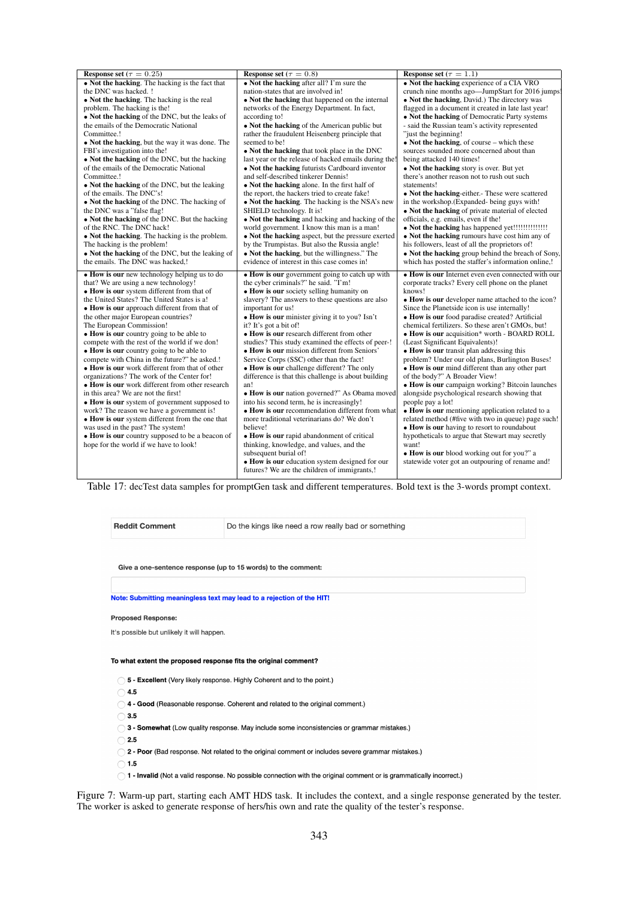| Response set ($\tau = 0.25$) | Response set ($\tau = 0.8$) | Response set ($\tau = 1.1$) |
|---|---|---|
| • **Not the hacking**. The hacking is the fact that the DNC was hacked. ! <br> • **Not the hacking**. The hacking is the real problem. The hacking is the! <br> • **Not the hacking** of the DNC, but the leaks of the emails of the Democratic National Committee.! <br> • **Not the hacking**, but the way it was done. The FBI's investigation into the! <br> • **Not the hacking** of the DNC, but the hacking of the emails of the Democratic National Committee.! <br> • **Not the hacking** of the DNC, but the leaking of the emails. The DNC's! <br> • **Not the hacking** of the DNC. The hacking of the DNC was a "false flag! <br> • **Not the hacking** of the DNC. But the hacking of the RNC. The DNC hack! <br> • **Not the hacking**. The hacking is the problem. The hacking is the problem! <br> • **Not the hacking** of the DNC, but the leaking of the emails. The DNC was hacked,! | • **Not the hacking** after all? I'm sure the nation-states that are involved in! <br> • **Not the hacking** that happened on the internal networks of the Energy Department. In fact, according to! <br> • **Not the hacking** of the American public but rather the fraudulent Heisenberg principle that seemed to be! <br> • **Not the hacking** that took place in the DNC last year or the release of hacked emails during the! <br> • **Not the hacking** futurists Cardboard inventor and self-described tinkerer Dennis! <br> • **Not the hacking** alone. In the first half of the report, the hackers tried to create fake! <br> • **Not the hacking**. The hacking is the NSA's new SHIELD technology. It is! <br> • **Not the hacking** and hacking and hacking of the world government. I know this man is a man! <br> • **Not the hacking** aspect, but the pressure exerted by the Trumpistas. But also the Russia angle! <br> • **Not the hacking**, but the willingness." The evidence of interest in this case comes in! | • **Not the hacking** experience of a CIA VRO crunch nine months ago—JumpStart for 2016 jumps! <br> • **Not the hacking**, David.) The directory was flagged in a document it created in late last year! <br> • **Not the hacking** of Democratic Party systems - said the Russian team's activity represented "just the beginning! <br> • **Not the hacking**, of course – which these sources sounded more concerned about than being attacked 140 times! <br> • **Not the hacking** story is over. But yet there's another reason not to rush out such statements! <br> • **Not the hacking**-either.- These were scattered in the workshop.(Expanded- being guys with! <br> • **Not the hacking** of private material of elected officials, e.g. emails, even if the! <br> • **Not the hacking** has happened yet!!!!!!!!!!!!!! <br> • **Not the hacking** rumours have cost him any of his followers, least of all the proprietors of! <br> • **Not the hacking** group behind the breach of Sony, which has posted the staffer's information online,! |
| • **How is our** new technology helping us to do that? We are using a new technology! <br> • **How is our** system different from that of the United States? The United States is a! <br> • **How is our** approach different from that of the other major European countries? The European Commission! <br> • **How is our** country going to be able to compete with the rest of the world if we don! <br> • **How is our** country going to be able to compete with China in the future?" he asked.! <br> • **How is our** work different from that of other organizations? The work of the Center for! <br> • **How is our** work different from other research in this area? We are not the first! <br> • **How is our** system of government supposed to work? The reason we have a government is! <br> • **How is our** system different from the one that was used in the past? The system! <br> • **How is our** country supposed to be a beacon of hope for the world if we have to look! | • **How is our** government going to catch up with the cyber criminals?" he said. "I'm! <br> • **How is our** society selling humanity on slavery? The answers to these questions are also important for us! <br> • **How is our** minister giving it to you? Isn't it? It's got a bit of! <br> • **How is our** research different from other studies? This study examined the effects of peer-! <br> • **How is our** mission different from Seniors' Service Corps (SSC) other than the fact! <br> • **How is our** challenge different? The only difference is that this challenge is about building an! <br> • **How is our** nation governed?" As Obama moved into his second term, he is increasingly! <br> • **How is our** recommendation different from what more traditional veterinarians do? We don't believe! <br> • **How is our** rapid abandonment of critical thinking, knowledge, and values, and the subsequent burial of! <br> • **How is our** education system designed for our futures? We are the children of immigrants,! | • **How is our** Internet even even connected with our corporate tracks? Every cell phone on the planet knows! <br> • **How is our** developer name attached to the icon? Since the Planetside icon is use internally! <br> • **How is our** food paradise created? Artificial chemical fertilizers. So these aren't GMOs, but! <br> • **How is our** acquisition* worth - BOARD ROLL (Least Significant Equivalents)! <br> • **How is our** transit plan addressing this problem? Under our old plans, Burlington Buses! <br> • **How is our** mind different than any other part of the body?" A Broader View! <br> • **How is our** campaign working? Bitcoin launches alongside psychological research showing that people pay a lot! <br> • **How is our** mentioning application related to a related method (#five with two in queue) page such! <br> • **How is our** having to resort to roundabout hypotheticals to argue that Stewart may secretly want! <br> • **How is our** blood working out for you?" a statewide voter got an outpouring of rename and! |

Table 17: decTest data samples for promptGen task and different temperatures. Bold text is the 3-words prompt context.

| **Reddit Comment** | Do the kings like need a row really bad or something |
|---|---|

**Give a one-sentence response (up to 15 words) to the comment:**

**Note: Submitting meaningless text may lead to a rejection of the HIT!**

**Proposed Response:**

It's possible but unlikely it will happen.

**To what extent the proposed response fits the original comment?**

- **5 - Excellent** (Very likely response. Highly Coherent and to the point.)
- **4.5**
- **4 - Good** (Reasonable response. Coherent and related to the original comment.)
- **3.5**
- **3 - Somewhat** (Low quality response. May include some inconsistencies or grammar mistakes.)
- **2.5**
- **2 - Poor** (Bad response. Not related to the original comment or includes severe grammar mistakes.)
- **1.5**
- **1 - Invalid** (Not a valid response. No possible connection with the original comment or is grammatically incorrect.)

Figure 7: Warm-up part, starting each AMT HDS task. It includes the context, and a single response generated by the tester. The worker is asked to generate response of hers/his own and rate the quality of the tester's response.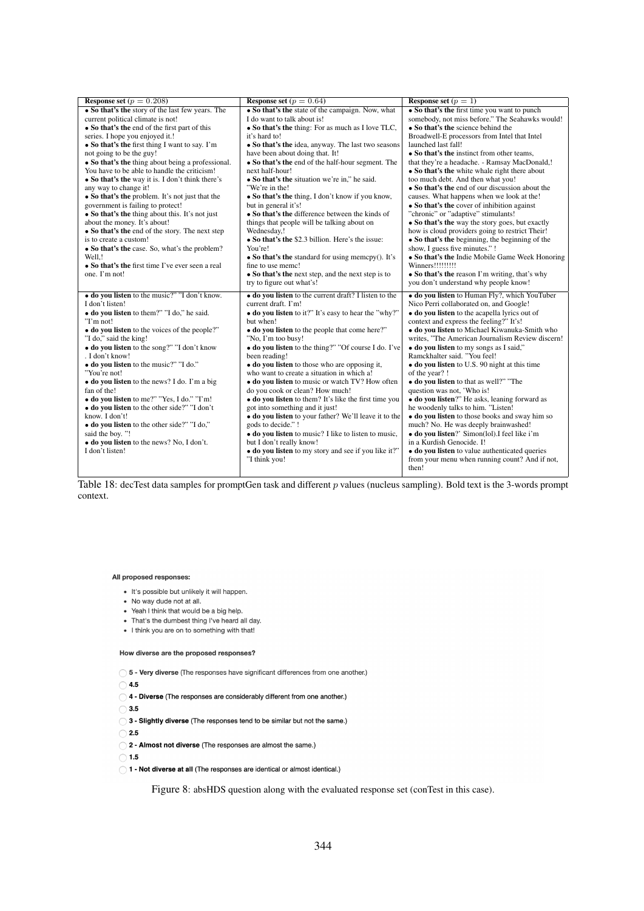| Response set ($p = 0.208$) | Response set ($p = 0.64$) | Response set ($p = 1$) |
|---|---|---|
| • **So that's the** story of the last few years. The current political climate is not! • **So that's the** end of the first part of this series. I hope you enjoyed it.! • **So that's the** first thing I want to say. I'm not going to be the guy! • **So that's the** thing about being a professional. You have to be able to handle the criticism! • **So that's the** way it is. I don't think there's any way to change it! • **So that's the** problem. It's not just that the government is failing to protect! • **So that's the** thing about this. It's not just about the money. It's about! • **So that's the** end of the story. The next step is to create a custom! • **So that's the** case. So, what's the problem? Well,! • **So that's the** first time I've ever seen a real one. I'm not! | • **So that's the** state of the campaign. Now, what I do want to talk about is! • **So that's the** thing: For as much as I love TLC, it's hard to! • **So that's the** idea, anyway. The last two seasons have been about doing that. It! • **So that's the** end of the half-hour segment. The next half-hour! • **So that's the** situation we're in," he said. "We're in the! • **So that's the** thing, I don't know if you know, but in general it's! • **So that's the** difference between the kinds of things that people will be talking about on Wednesday,! • **So that's the** $2.3 billion. Here's the issue: You're! • **So that's the** standard for using memcpy(). It's fine to use memc! • **So that's the** next step, and the next step is to try to figure out what's! | • **So that's the** first time you want to punch somebody, not miss before." The Seahawks would! • **So that's the** science behind the Broadwell-E processors from Intel that Intel launched last fall! • **So that's the** instinct from other teams, that they're a headache. - Ramsay MacDonald,! • **So that's the** white whale right there about too much debt. And then what you! • **So that's the** end of our discussion about the causes. What happens when we look at the! • **So that's the** cover of inhibition against "chronic" or "adaptive" stimulants! • **So that's the** way the story goes, but exactly how is cloud providers going to restrict Their! • **So that's the** beginning, the beginning of the show, I guess five minutes." ! • **So that's the** Indie Mobile Game Week Honoring Winners!!!!!!!!! • **So that's the** reason I'm writing, that's why you don't understand why people know! |
| • **do you listen** to the music?" "I don't know. I don't listen! • **do you listen** to them?" "I do," he said. "I'm not! • **do you listen** to the voices of the people?" "I do," said the king! • **do you listen** to the song?" "I don't know . I don't know! • **do you listen** to the music?" "I do." "You're not! • **do you listen** to the news? I do. I'm a big fan of the! • **do you listen** to me?" "Yes, I do." "I'm! • **do you listen** to the other side?" "I don't know. I don't! • **do you listen** to the other side?" "I do," said the boy. "! • **do you listen** to the news? No, I don't. I don't listen! | • **do you listen** to the current draft? I listen to the current draft. I'm! • **do you listen** to it?" It's easy to hear the "why?" but when! • **do you listen** to the people that come here?" "No, I'm too busy! • **do you listen** to the thing?" "Of course I do. I've been reading! • **do you listen** to those who are opposing it, who want to create a situation in which a! • **do you listen** to music or watch TV? How often do you cook or clean? How much! • **do you listen** to them? It's like the first time you got into something and it just! • **do you listen** to your father? We'll leave it to the gods to decide." ! • **do you listen** to music? I like to listen to music, but I don't really know! • **do you listen** to my story and see if you like it?" "I think you! | • **do you listen** to Human Fly?, which YouTuber Nico Perri collaborated on, and Google! • **do you listen** to the acapella lyrics out of context and express the feeling?" It's! • **do you listen** to Michael Kiwanuka-Smith who writes, "The American Journalism Review discern! • **do you listen** to my songs as I said," Ramckhalter said. "You feel! • **do you listen** to U.S. 90 night at this time of the year? ! • **do you listen** to that as well?" "The question was not, 'Who is! • **do you listen**?" He asks, leaning forward as he woodenly talks to him. "Listen! • **do you listen** to those books and sway him so much? No. He was deeply brainwashed! • **do you listen**?' Simon(lol).I feel like i'm in a Kurdish Genocide. I! • **do you listen** to value authenticated queries from your menu when running count? And if not, then! |

Table 18: decTest data samples for promptGen task and different $p$ values (nucleus sampling). Bold text is the 3-words prompt context.

**All proposed responses:**

- It's possible but unlikely it will happen.
- No way dude not at all.
- Yeah I think that would be a big help.
- That's the dumbest thing I've heard all day.
- I think you are on to something with that!

**How diverse are the proposed responses?**

- ◯ **5 - Very diverse** (The responses have significant differences from one another.)
- ◯ **4.5**
- ◯ **4 - Diverse** (The responses are considerably different from one another.)
- ◯ **3.5**
- ◯ **3 - Slightly diverse** (The responses tend to be similar but not the same.)
- ◯ **2.5**
- ◯ **2 - Almost not diverse** (The responses are almost the same.)
- ◯ **1.5**
- ◯ **1 - Not diverse at all** (The responses are identical or almost identical.)

Figure 8: absHDS question along with the evaluated response set (conTest in this case).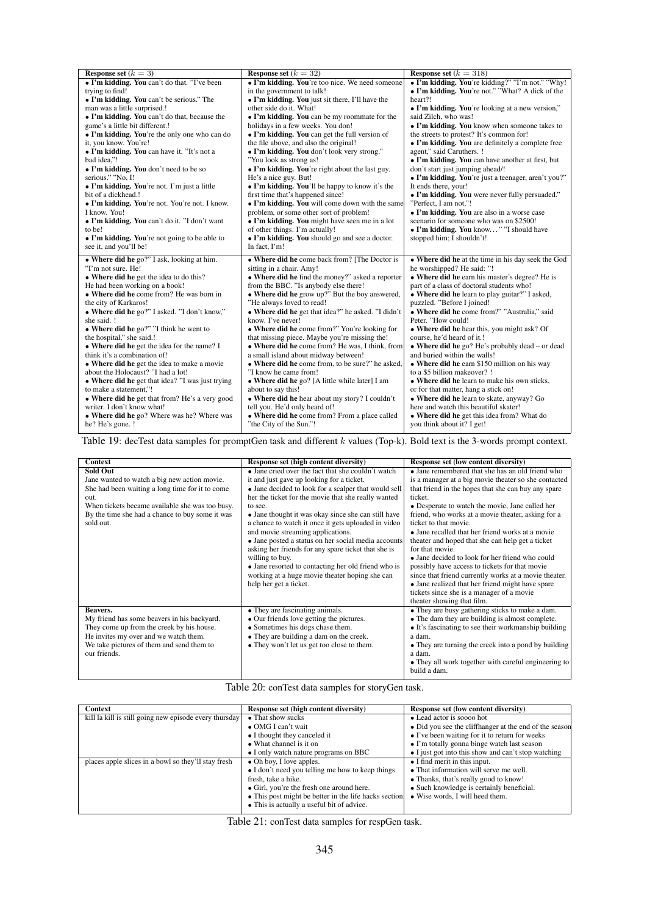| Response set ($k = 3$) | Response set ($k = 32$) | Response set ($k = 318$) |
|---|---|---|
| • **I'm kidding. You** can't do that. "I've been trying to find!<br>• **I'm kidding. You** can't be serious." The man was a little surprised.!<br>• **I'm kidding. You** can't do that, because the game's a little bit different.!<br>• **I'm kidding. You**'re the only one who can do it, you know. You're!<br>• **I'm kidding. You** can have it. "It's not a bad idea,"!<br>• **I'm kidding. You** don't need to be so serious." "No, I!<br>• **I'm kidding. You**'re not. I'm just a little bit of a dickhead.!<br>• **I'm kidding. You**'re not. You're not. I know. I know. You!<br>• **I'm kidding. You** can't do it. "I don't want to be!<br>• **I'm kidding. You**'re not going to be able to see it, and you'll be! | • **I'm kidding. You**'re too nice. We need someone in the government to talk!<br>• **I'm kidding. You** just sit there, I'll have the other side do it. What!<br>• **I'm kidding. You** can be my roommate for the holidays in a few weeks. You don!<br>• **I'm kidding. You** can get the full version of the file above, and also the original!<br>• **I'm kidding. You** don't look very strong." "You look as strong as!<br>• **I'm kidding. You**'re right about the last guy. He's a nice guy. But!<br>• **I'm kidding. You**'ll be happy to know it's the first time that's happened since!<br>• **I'm kidding. You** will come down with the same problem, or some other sort of problem!<br>• **I'm kidding. You** might have seen me in a lot of other things. I'm actually!<br>• **I'm kidding. You** should go and see a doctor. In fact, I'm! | • **I'm kidding. You**'re kidding?" "I'm not." "Why! heart?!<br>• **I'm kidding. You**'re not." "What? A dick of the heart?!<br>• **I'm kidding. You**'re looking at a new version," said Zilch, who was!<br>• **I'm kidding. You** know when someone takes to the streets to protest? It's common for!<br>• **I'm kidding. You** are definitely a complete free agent," said Caruthers. !<br>• **I'm kidding. You** can have another at first, but don't start just jumping ahead/!<br>• **I'm kidding. You**'re just a teenager, aren't you?" It ends there, your!<br>• **I'm kidding. You** were never fully persuaded." "Perfect, I am not,"!<br>• **I'm kidding. You** are also in a worse case scenario for someone who was on $2500!<br>• **I'm kidding. You** know…" "I should have stopped him; I shouldn't! |
| • **Where did he** go?" I ask, looking at him. "I'm not sure. He!<br>• **Where did he** get the idea to do this? He had been working on a book!<br>• **Where did he** come from? He was born in the city of Karkaros!<br>• **Where did he** go?" I asked. "I don't know," she said. !<br>• **Where did he** go?" "I think he went to the hospital," she said.!<br>• **Where did he** get the idea for the name? I think it's a combination of!<br>• **Where did he** get the idea to make a movie about the Holocaust? "I had a lot!<br>• **Where did he** get that idea? "I was just trying to make a statement,"!<br>• **Where did he** get that from? He's a very good writer. I don't know what!<br>• **Where did he** go? Where was he? Where was he? He's gone. ! | • **Where did he** come back from? [The Doctor is sitting in a chair. Amy!<br>• **Where did he** find the money?" asked a reporter from the BBC. "Is anybody else there!<br>• **Where did he** grow up?" But the boy answered, "He always loved to read!<br>• **Where did he** get that idea?" he asked. "I didn't know. I've never!<br>• **Where did he** come from?" You're looking for that missing piece. Maybe you're missing the!<br>• **Where did he** come from? He was, I think, from a small island about midway between!<br>• **Where did he** come from, to be sure?" he asked, "I know he came from!<br>• **Where did he** go? [A little while later] I am about to say this!<br>• **Where did he** hear about my story? I couldn't tell you. He'd only heard of!<br>• **Where did he** come from? From a place called "the City of the Sun."! | • **Where did he** at the time in his day seek the God he worshipped? He said: "!<br>• **Where did he** earn his master's degree? He is part of a class of doctoral students who!<br>• **Where did he** learn to play guitar?" I asked, puzzled. "Before I joined!<br>• **Where did he** come from?" "Australia," said Peter. "How could!<br>• **Where did he** hear this, you might ask? Of course, he'd heard of it.!<br>• **Where did he** go? He's probably dead – or dead and buried within the walls!<br>• **Where did he** earn $150 million on his way to a $5 billion makeover? !<br>• **Where did he** learn to make his own sticks, or for that matter, hang a stick on!<br>• **Where did he** learn to skate, anyway? Go here and watch this beautiful skater!<br>• **Where did he** get this idea from? What do you think about it? I get! |

Table 19: decTest data samples for promptGen task and different $k$ values (Top-k). Bold text is the 3-words prompt context.

| Context | Response set (high content diversity) | Response set (low content diversity) |
|---|---|---|
| **Sold Out**<br>Jane wanted to watch a big new action movie. She had been waiting a long time for it to come out. When tickets became available she was too busy. By the time she had a chance to buy some it was sold out. | • Jane cried over the fact that she couldn't watch it and just gave up looking for a ticket.<br>• Jane decided to look for a scalper that would sell her the ticket for the movie that she really wanted to see.<br>• Jane thought it was okay since she can still have a chance to watch it once it gets uploaded in video and movie streaming applications.<br>• Jane posted a status on her social media accounts asking her friends for any spare ticket that she is willing to buy.<br>• Jane resorted to contacting her old friend who is working at a huge movie theater hoping she can help her get a ticket. | • Jane remembered that she has an old friend who is a manager at a big movie theater so she contacted that friend in the hopes that she can buy any spare ticket.<br>• Desperate to watch the movie, Jane called her friend, who works at a movie theater, asking for a ticket to that movie.<br>• Jane recalled that her friend works at a movie theater and hoped that she can help get a ticket for that movie.<br>• Jane decided to look for her friend who could possibly have access to tickets for that movie since that friend currently works at a movie theater.<br>• Jane realized that her friend might have spare tickets since she is a manager of a movie theater showing that film. |
| **Beavers.**<br>My friend has some beavers in his backyard. They come up from the creek by his house. He invites my over and we watch them. We take pictures of them and send them to our friends. | • They are fascinating animals.<br>• Our friends love getting the pictures.<br>• Sometimes his dogs chase them.<br>• They are building a dam on the creek.<br>• They won't let us get too close to them. | • They are busy gathering sticks to make a dam.<br>• The dam they are building is almost complete.<br>• It's fascinating to see their workmanship building a dam.<br>• They are turning the creek into a pond by building a dam.<br>• They all work together with careful engineering to build a dam. |

Table 20: conTest data samples for storyGen task.

| Context | Response set (high content diversity) | Response set (low content diversity) |
|---|---|---|
| kill la kill is still going new episode every thursday | • That show sucks<br>• OMG I can't wait<br>• I thought they canceled it<br>• What channel is it on<br>• I only watch nature programs on BBC | • Lead actor is soooo hot<br>• Did you see the cliffhanger at the end of the season<br>• I've been waiting for it to return for weeks<br>• I'm totally gonna binge watch last season<br>• I just got into this show and can't stop watching |
| places apple slices in a bowl so they'll stay fresh | • Oh boy, I love apples.<br>• I don't need you telling me how to keep things fresh, take a hike.<br>• Girl, you're the fresh one around here.<br>• This post might be better in the life hacks section<br>• This is actually a useful bit of advice. | • I find merit in this input.<br>• That information will serve me well.<br>• Thanks, that's really good to know!<br>• Such knowledge is certainly beneficial.<br>• Wise words, I will heed them. |

Table 21: conTest data samples for respGen task.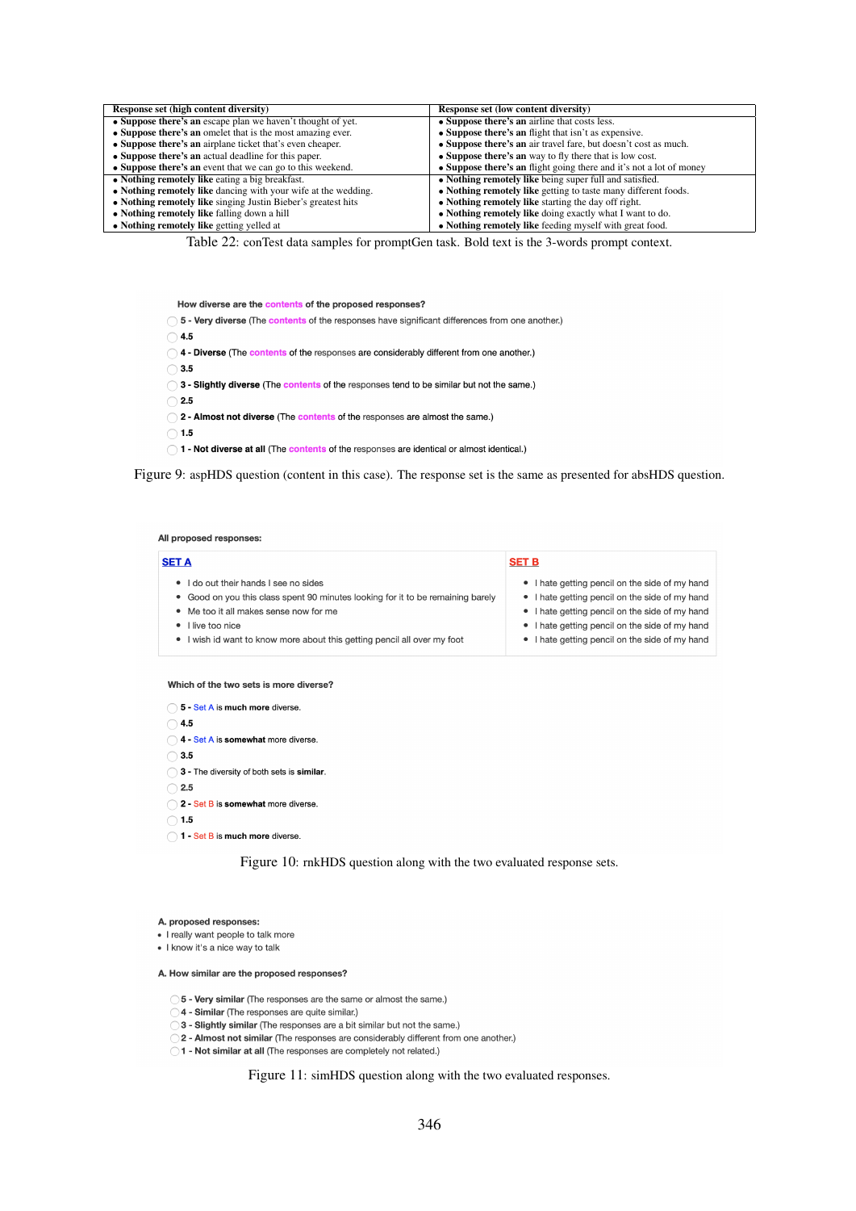| Response set (high content diversity) | Response set (low content diversity) |
|---|---|
| • **Suppose there's an** escape plan we haven't thought of yet.<br>• **Suppose there's an** omelet that is the most amazing ever.<br>• **Suppose there's an** airplane ticket that's even cheaper.<br>• **Suppose there's an** actual deadline for this paper.<br>• **Suppose there's an** event that we can go to this weekend. | • **Suppose there's an** airline that costs less.<br>• **Suppose there's an** flight that isn't as expensive.<br>• **Suppose there's an** air travel fare, but doesn't cost as much.<br>• **Suppose there's an** way to fly there that is low cost.<br>• **Suppose there's an** flight going there and it's not a lot of money |
| • **Nothing remotely like** eating a big breakfast.<br>• **Nothing remotely like** dancing with your wife at the wedding.<br>• **Nothing remotely like** singing Justin Bieber's greatest hits<br>• **Nothing remotely like** falling down a hill<br>• **Nothing remotely like** getting yelled at | • **Nothing remotely like** being super full and satisfied.<br>• **Nothing remotely like** getting to taste many different foods.<br>• **Nothing remotely like** starting the day off right.<br>• **Nothing remotely like** doing exactly what I want to do.<br>• **Nothing remotely like** feeding myself with great food. |

Table 22: conTest data samples for promptGen task. Bold text is the 3-words prompt context.

**How diverse are the contents of the proposed responses?**

- 5 - **Very diverse** (The contents of the responses have significant differences from one another.)
- 4.5
- 4 - **Diverse** (The contents of the responses are considerably different from one another.)
- 3.5
- 3 - **Slightly diverse** (The contents of the responses tend to be similar but not the same.)
- 2.5
- 2 - **Almost not diverse** (The contents of the responses are almost the same.)
- 1.5
- 1 - **Not diverse at all** (The contents of the responses are identical or almost identical.)

Figure 9: aspHDS question (content in this case). The response set is the same as presented for absHDS question.

**All proposed responses:**

| SET A | SET B |
|---|---|
| • I do out their hands I see no sides<br>• Good on you this class spent 90 minutes looking for it to be remaining barely<br>• Me too it all makes sense now for me<br>• I live too nice<br>• I wish id want to know more about this getting pencil all over my foot | • I hate getting pencil on the side of my hand<br>• I hate getting pencil on the side of my hand<br>• I hate getting pencil on the side of my hand<br>• I hate getting pencil on the side of my hand<br>• I hate getting pencil on the side of my hand |

**Which of the two sets is more diverse?**

- 5 - Set A is **much more** diverse.
- 4.5
- 4 - Set A is **somewhat** more diverse.
- 3.5
- 3 - The diversity of both sets is **similar**.
- 2.5
- 2 - Set B is **somewhat** more diverse.
- 1.5
- 1 - Set B is **much more** diverse.

Figure 10: rnkHDS question along with the two evaluated response sets.

**A. proposed responses:**
- I really want people to talk more
- I know it's a nice way to talk

**A. How similar are the proposed responses?**

- 5 - **Very similar** (The responses are the same or almost the same.)
- 4 - **Similar** (The responses are quite similar.)
- 3 - **Slightly similar** (The responses are a bit similar but not the same.)
- 2 - **Almost not similar** (The responses are considerably different from one another.)
- 1 - **Not similar at all** (The responses are completely not related.)

Figure 11: simHDS question along with the two evaluated responses.